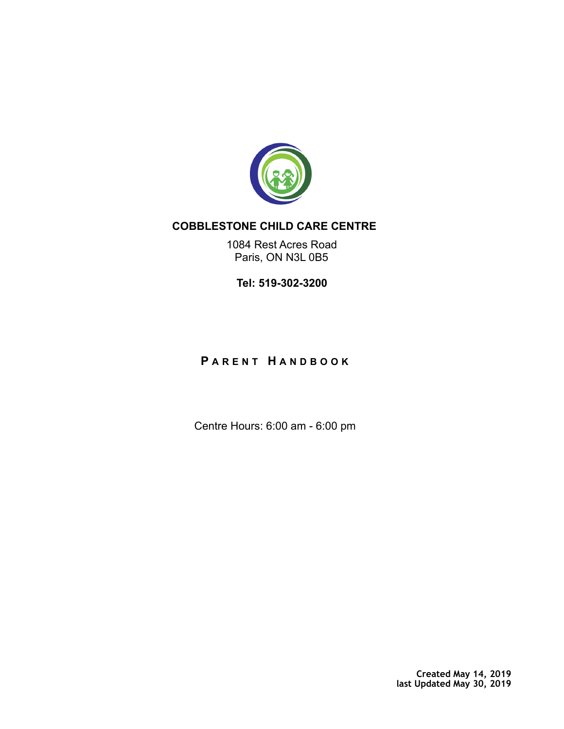# COBBLESTONE CHILD CARE CENTRE

1084 Rest Acres Road
Paris, ON N3L 0B5

**Tel: 519-302-3200**

## PARENT HANDBOOK

Centre Hours: 6:00 am - 6:00 pm

**Created May 14, 2019**
**last Updated May 30, 2019**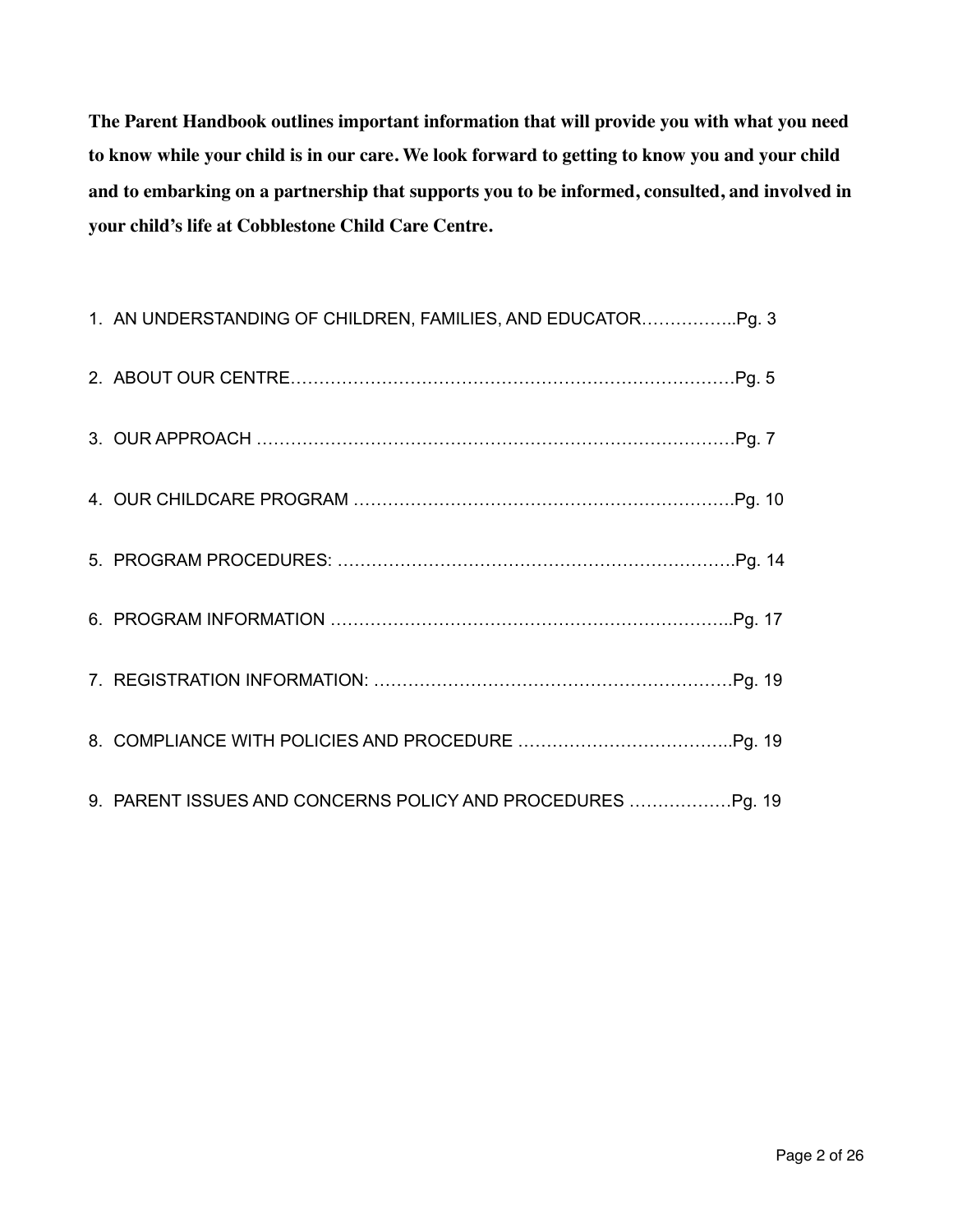**The Parent Handbook outlines important information that will provide you with what you need to know while your child is in our care. We look forward to getting to know you and your child and to embarking on a partnership that supports you to be informed, consulted, and involved in your child's life at Cobblestone Child Care Centre.**

1. AN UNDERSTANDING OF CHILDREN, FAMILIES, AND EDUCATOR……………..Pg. 3
2. ABOUT OUR CENTRE……………………………………………………………………Pg. 5
3. OUR APPROACH …………………………………………………………………………Pg. 7
4. OUR CHILDCARE PROGRAM ………………………………………………………….Pg. 10
5. PROGRAM PROCEDURES: …………………………………………………………….Pg. 14
6. PROGRAM INFORMATION ……………………………………………………………..Pg. 17
7. REGISTRATION INFORMATION: ………………………………………………………Pg. 19
8. COMPLIANCE WITH POLICIES AND PROCEDURE ………………………………..Pg. 19
9. PARENT ISSUES AND CONCERNS POLICY AND PROCEDURES ………………Pg. 19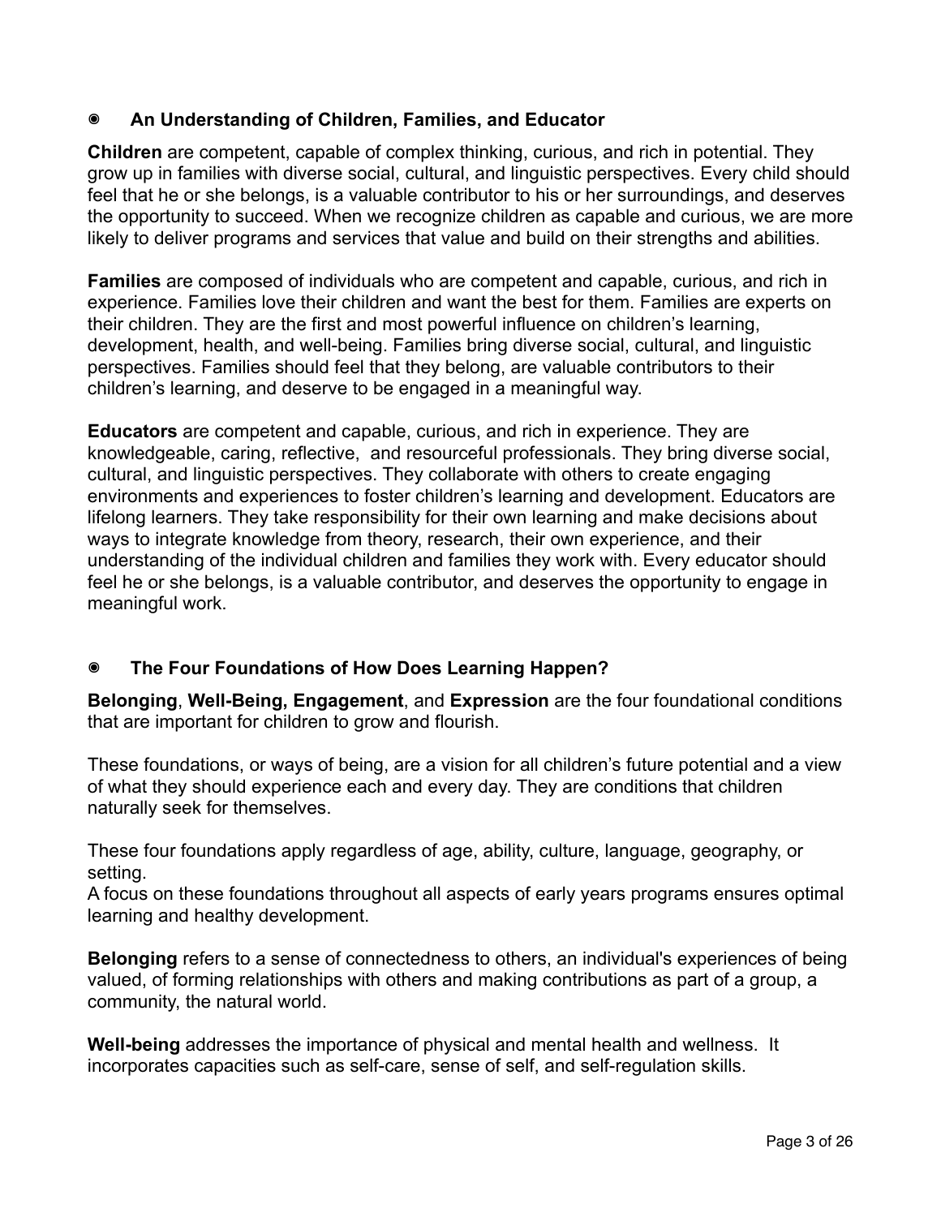## ◉ An Understanding of Children, Families, and Educator

**Children** are competent, capable of complex thinking, curious, and rich in potential. They grow up in families with diverse social, cultural, and linguistic perspectives. Every child should feel that he or she belongs, is a valuable contributor to his or her surroundings, and deserves the opportunity to succeed. When we recognize children as capable and curious, we are more likely to deliver programs and services that value and build on their strengths and abilities.

**Families** are composed of individuals who are competent and capable, curious, and rich in experience. Families love their children and want the best for them. Families are experts on their children. They are the first and most powerful influence on children's learning, development, health, and well-being. Families bring diverse social, cultural, and linguistic perspectives. Families should feel that they belong, are valuable contributors to their children's learning, and deserve to be engaged in a meaningful way.

**Educators** are competent and capable, curious, and rich in experience. They are knowledgeable, caring, reflective, and resourceful professionals. They bring diverse social, cultural, and linguistic perspectives. They collaborate with others to create engaging environments and experiences to foster children's learning and development. Educators are lifelong learners. They take responsibility for their own learning and make decisions about ways to integrate knowledge from theory, research, their own experience, and their understanding of the individual children and families they work with. Every educator should feel he or she belongs, is a valuable contributor, and deserves the opportunity to engage in meaningful work.

## ◉ The Four Foundations of How Does Learning Happen?

**Belonging**, **Well-Being, Engagement**, and **Expression** are the four foundational conditions that are important for children to grow and flourish.

These foundations, or ways of being, are a vision for all children's future potential and a view of what they should experience each and every day. They are conditions that children naturally seek for themselves.

These four foundations apply regardless of age, ability, culture, language, geography, or setting.
A focus on these foundations throughout all aspects of early years programs ensures optimal learning and healthy development.

**Belonging** refers to a sense of connectedness to others, an individual's experiences of being valued, of forming relationships with others and making contributions as part of a group, a community, the natural world.

**Well-being** addresses the importance of physical and mental health and wellness. It incorporates capacities such as self-care, sense of self, and self-regulation skills.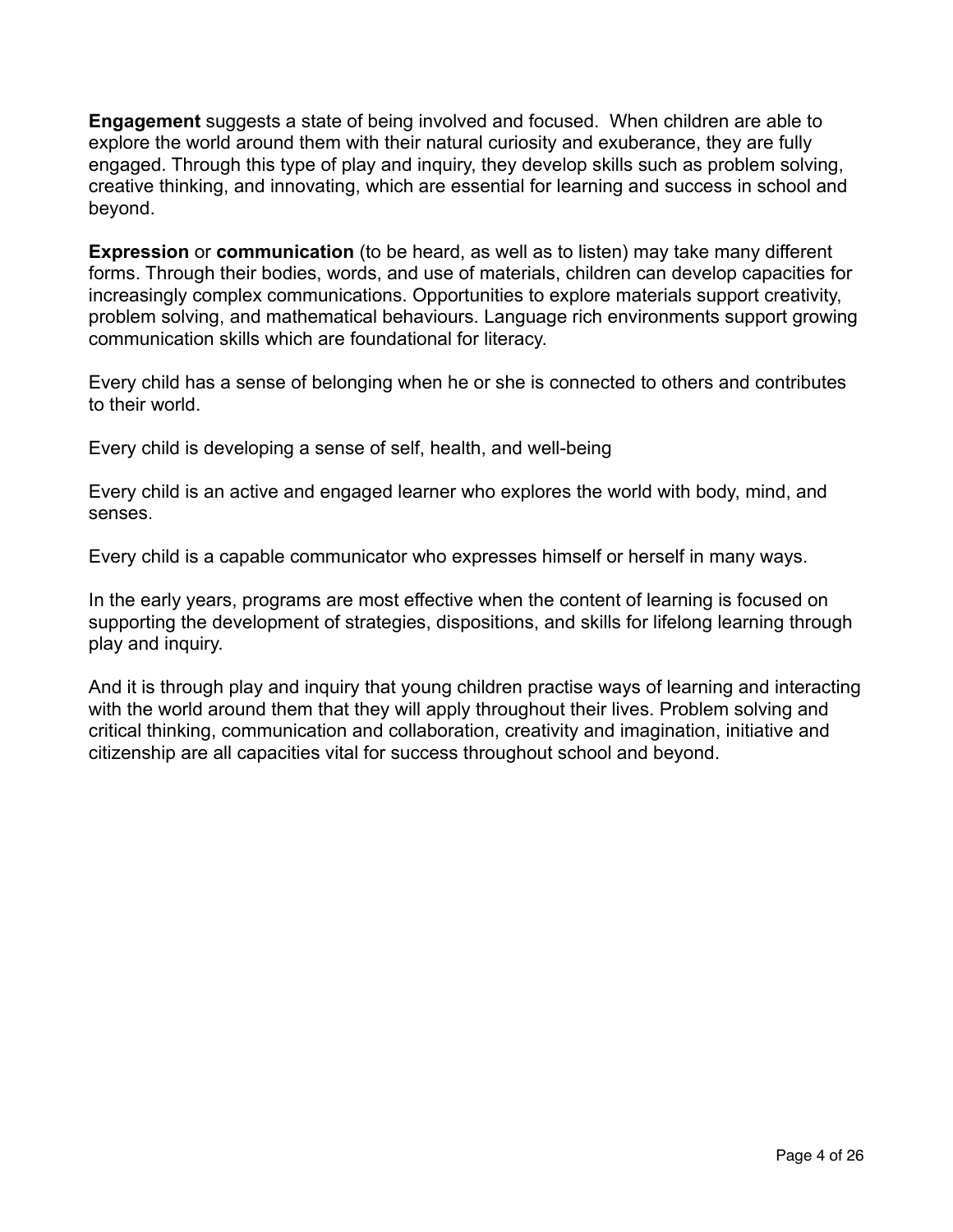**Engagement** suggests a state of being involved and focused. When children are able to explore the world around them with their natural curiosity and exuberance, they are fully engaged. Through this type of play and inquiry, they develop skills such as problem solving, creative thinking, and innovating, which are essential for learning and success in school and beyond.

**Expression** or **communication** (to be heard, as well as to listen) may take many different forms. Through their bodies, words, and use of materials, children can develop capacities for increasingly complex communications. Opportunities to explore materials support creativity, problem solving, and mathematical behaviours. Language rich environments support growing communication skills which are foundational for literacy.

Every child has a sense of belonging when he or she is connected to others and contributes to their world.

Every child is developing a sense of self, health, and well-being

Every child is an active and engaged learner who explores the world with body, mind, and senses.

Every child is a capable communicator who expresses himself or herself in many ways.

In the early years, programs are most effective when the content of learning is focused on supporting the development of strategies, dispositions, and skills for lifelong learning through play and inquiry.

And it is through play and inquiry that young children practise ways of learning and interacting with the world around them that they will apply throughout their lives. Problem solving and critical thinking, communication and collaboration, creativity and imagination, initiative and citizenship are all capacities vital for success throughout school and beyond.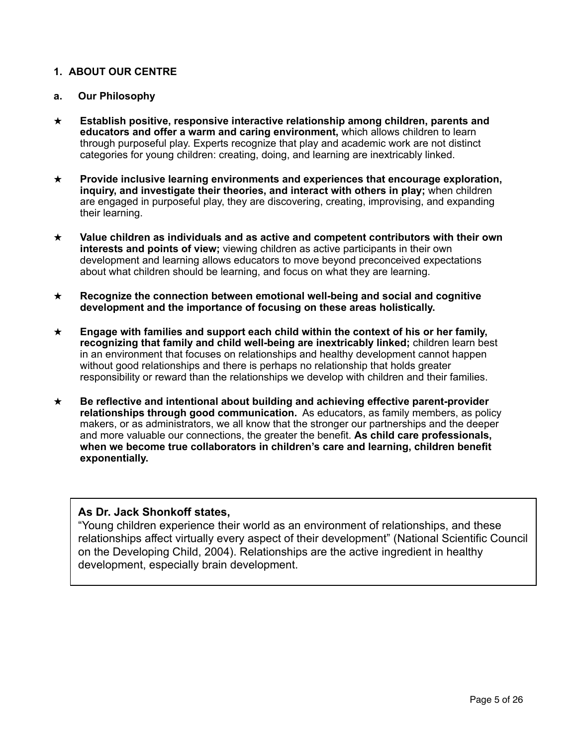## 1. ABOUT OUR CENTRE

### a. Our Philosophy

★ **Establish positive, responsive interactive relationship among children, parents and educators and offer a warm and caring environment,** which allows children to learn through purposeful play. Experts recognize that play and academic work are not distinct categories for young children: creating, doing, and learning are inextricably linked.

★ **Provide inclusive learning environments and experiences that encourage exploration, inquiry, and investigate their theories, and interact with others in play;** when children are engaged in purposeful play, they are discovering, creating, improvising, and expanding their learning.

★ **Value children as individuals and as active and competent contributors with their own interests and points of view;** viewing children as active participants in their own development and learning allows educators to move beyond preconceived expectations about what children should be learning, and focus on what they are learning.

★ **Recognize the connection between emotional well-being and social and cognitive development and the importance of focusing on these areas holistically.**

★ **Engage with families and support each child within the context of his or her family, recognizing that family and child well-being are inextricably linked;** children learn best in an environment that focuses on relationships and healthy development cannot happen without good relationships and there is perhaps no relationship that holds greater responsibility or reward than the relationships we develop with children and their families.

★ **Be reflective and intentional about building and achieving effective parent-provider relationships through good communication.** As educators, as family members, as policy makers, or as administrators, we all know that the stronger our partnerships and the deeper and more valuable our connections, the greater the benefit. **As child care professionals, when we become true collaborators in children's care and learning, children benefit exponentially.**

> **As Dr. Jack Shonkoff states,**
> "Young children experience their world as an environment of relationships, and these relationships affect virtually every aspect of their development" (National Scientific Council on the Developing Child, 2004). Relationships are the active ingredient in healthy development, especially brain development.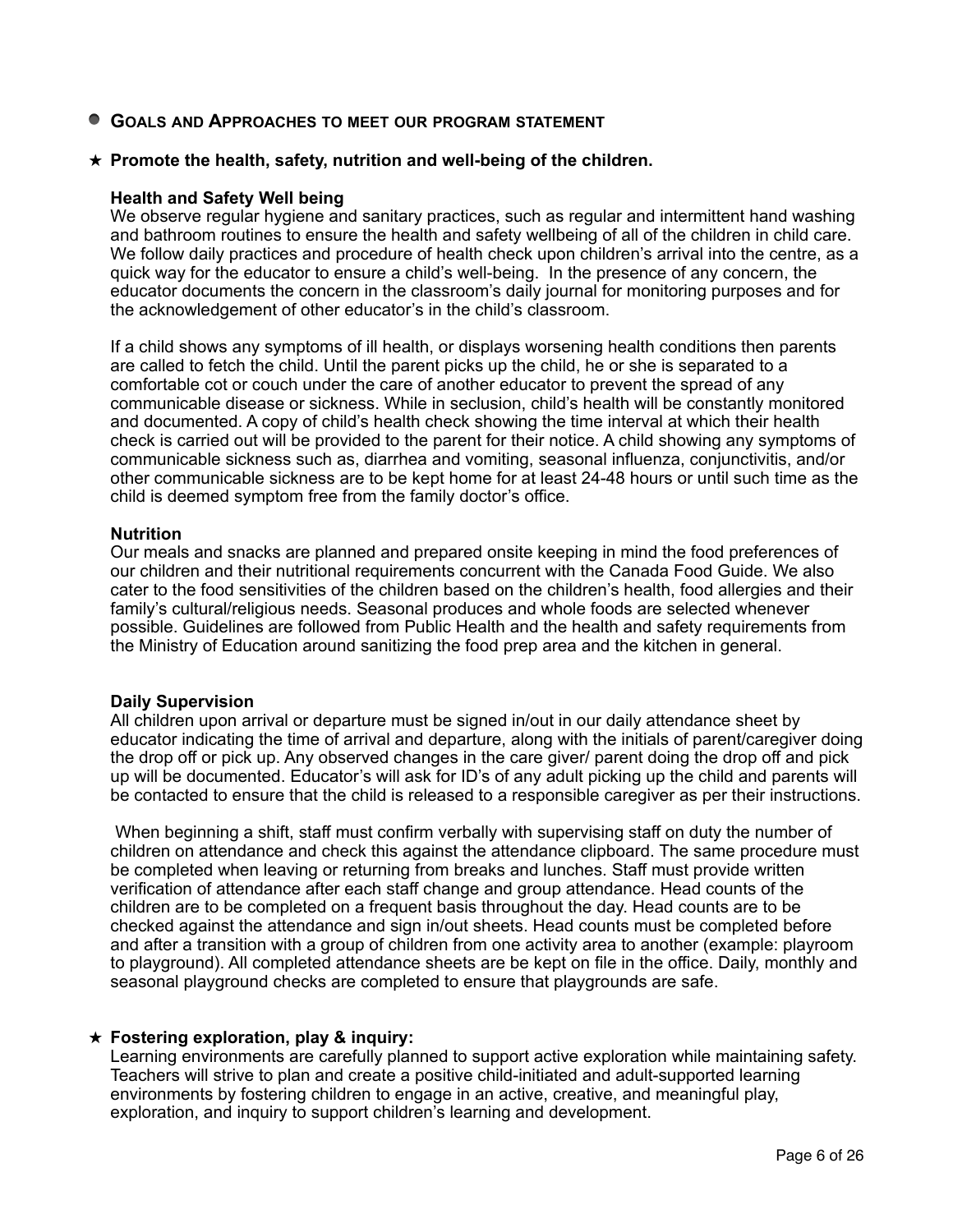## Goals and Approaches to meet our program statement

### ★ Promote the health, safety, nutrition and well-being of the children.

**Health and Safety Well being**

We observe regular hygiene and sanitary practices, such as regular and intermittent hand washing and bathroom routines to ensure the health and safety wellbeing of all of the children in child care. We follow daily practices and procedure of health check upon children's arrival into the centre, as a quick way for the educator to ensure a child's well-being. In the presence of any concern, the educator documents the concern in the classroom's daily journal for monitoring purposes and for the acknowledgement of other educator's in the child's classroom.

If a child shows any symptoms of ill health, or displays worsening health conditions then parents are called to fetch the child. Until the parent picks up the child, he or she is separated to a comfortable cot or couch under the care of another educator to prevent the spread of any communicable disease or sickness. While in seclusion, child's health will be constantly monitored and documented. A copy of child's health check showing the time interval at which their health check is carried out will be provided to the parent for their notice. A child showing any symptoms of communicable sickness such as, diarrhea and vomiting, seasonal influenza, conjunctivitis, and/or other communicable sickness are to be kept home for at least 24-48 hours or until such time as the child is deemed symptom free from the family doctor's office.

**Nutrition**

Our meals and snacks are planned and prepared onsite keeping in mind the food preferences of our children and their nutritional requirements concurrent with the Canada Food Guide. We also cater to the food sensitivities of the children based on the children's health, food allergies and their family's cultural/religious needs. Seasonal produces and whole foods are selected whenever possible. Guidelines are followed from Public Health and the health and safety requirements from the Ministry of Education around sanitizing the food prep area and the kitchen in general.

**Daily Supervision**

All children upon arrival or departure must be signed in/out in our daily attendance sheet by educator indicating the time of arrival and departure, along with the initials of parent/caregiver doing the drop off or pick up. Any observed changes in the care giver/ parent doing the drop off and pick up will be documented. Educator's will ask for ID's of any adult picking up the child and parents will be contacted to ensure that the child is released to a responsible caregiver as per their instructions.

When beginning a shift, staff must confirm verbally with supervising staff on duty the number of children on attendance and check this against the attendance clipboard. The same procedure must be completed when leaving or returning from breaks and lunches. Staff must provide written verification of attendance after each staff change and group attendance. Head counts of the children are to be completed on a frequent basis throughout the day. Head counts are to be checked against the attendance and sign in/out sheets. Head counts must be completed before and after a transition with a group of children from one activity area to another (example: playroom to playground). All completed attendance sheets are be kept on file in the office. Daily, monthly and seasonal playground checks are completed to ensure that playgrounds are safe.

### ★ Fostering exploration, play & inquiry:

Learning environments are carefully planned to support active exploration while maintaining safety. Teachers will strive to plan and create a positive child-initiated and adult-supported learning environments by fostering children to engage in an active, creative, and meaningful play, exploration, and inquiry to support children's learning and development.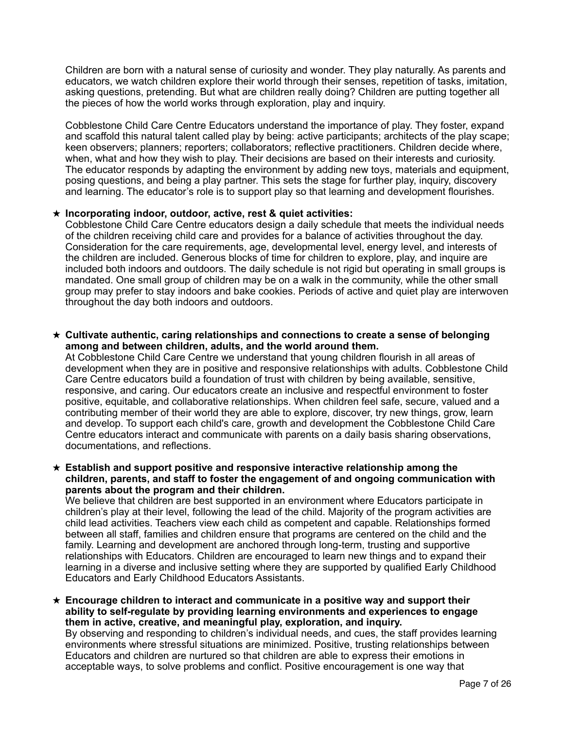Children are born with a natural sense of curiosity and wonder. They play naturally. As parents and educators, we watch children explore their world through their senses, repetition of tasks, imitation, asking questions, pretending. But what are children really doing? Children are putting together all the pieces of how the world works through exploration, play and inquiry.

Cobblestone Child Care Centre Educators understand the importance of play. They foster, expand and scaffold this natural talent called play by being: active participants; architects of the play scape; keen observers; planners; reporters; collaborators; reflective practitioners. Children decide where, when, what and how they wish to play. Their decisions are based on their interests and curiosity. The educator responds by adapting the environment by adding new toys, materials and equipment, posing questions, and being a play partner. This sets the stage for further play, inquiry, discovery and learning. The educator's role is to support play so that learning and development flourishes.

★ **Incorporating indoor, outdoor, active, rest & quiet activities:**
Cobblestone Child Care Centre educators design a daily schedule that meets the individual needs of the children receiving child care and provides for a balance of activities throughout the day. Consideration for the care requirements, age, developmental level, energy level, and interests of the children are included. Generous blocks of time for children to explore, play, and inquire are included both indoors and outdoors. The daily schedule is not rigid but operating in small groups is mandated. One small group of children may be on a walk in the community, while the other small group may prefer to stay indoors and bake cookies. Periods of active and quiet play are interwoven throughout the day both indoors and outdoors.

★ **Cultivate authentic, caring relationships and connections to create a sense of belonging among and between children, adults, and the world around them.**
At Cobblestone Child Care Centre we understand that young children flourish in all areas of development when they are in positive and responsive relationships with adults. Cobblestone Child Care Centre educators build a foundation of trust with children by being available, sensitive, responsive, and caring. Our educators create an inclusive and respectful environment to foster positive, equitable, and collaborative relationships. When children feel safe, secure, valued and a contributing member of their world they are able to explore, discover, try new things, grow, learn and develop. To support each child's care, growth and development the Cobblestone Child Care Centre educators interact and communicate with parents on a daily basis sharing observations, documentations, and reflections.

★ **Establish and support positive and responsive interactive relationship among the children, parents, and staff to foster the engagement of and ongoing communication with parents about the program and their children.**
We believe that children are best supported in an environment where Educators participate in children's play at their level, following the lead of the child. Majority of the program activities are child lead activities. Teachers view each child as competent and capable. Relationships formed between all staff, families and children ensure that programs are centered on the child and the family. Learning and development are anchored through long-term, trusting and supportive relationships with Educators. Children are encouraged to learn new things and to expand their learning in a diverse and inclusive setting where they are supported by qualified Early Childhood Educators and Early Childhood Educators Assistants.

★ **Encourage children to interact and communicate in a positive way and support their ability to self-regulate by providing learning environments and experiences to engage them in active, creative, and meaningful play, exploration, and inquiry.**
By observing and responding to children's individual needs, and cues, the staff provides learning environments where stressful situations are minimized. Positive, trusting relationships between Educators and children are nurtured so that children are able to express their emotions in acceptable ways, to solve problems and conflict. Positive encouragement is one way that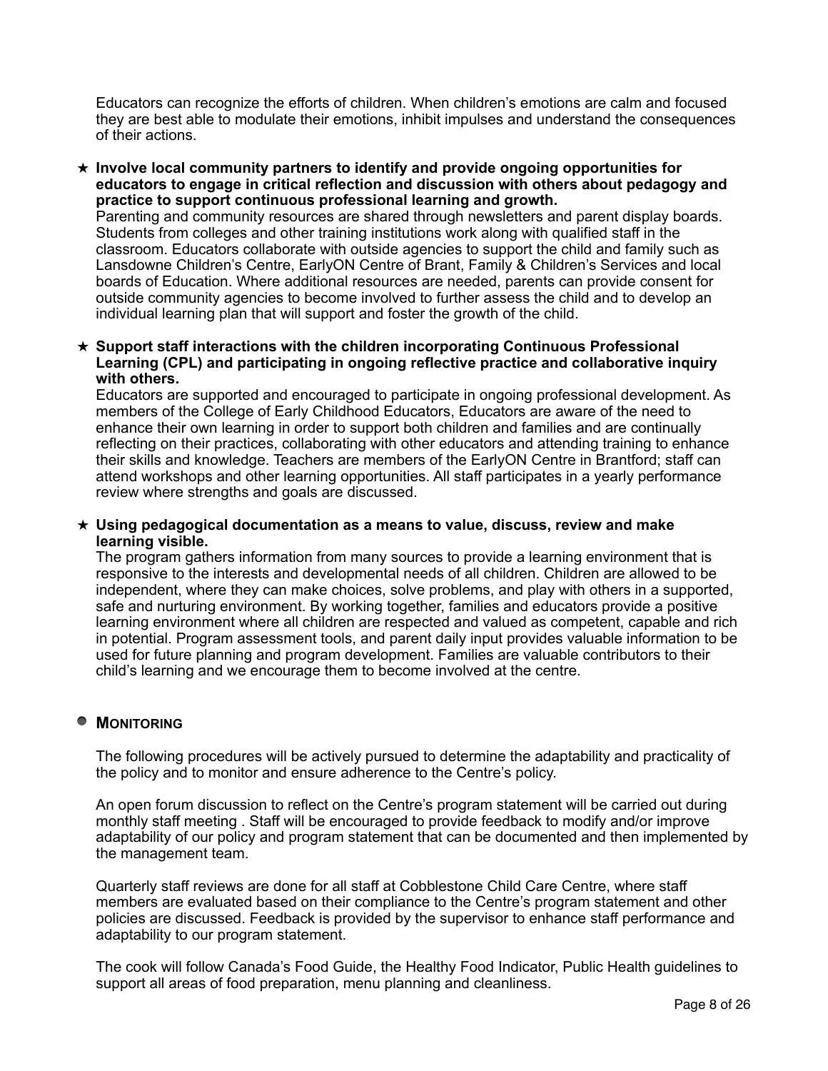Educators can recognize the efforts of children. When children's emotions are calm and focused they are best able to modulate their emotions, inhibit impulses and understand the consequences of their actions.

★ **Involve local community partners to identify and provide ongoing opportunities for educators to engage in critical reflection and discussion with others about pedagogy and practice to support continuous professional learning and growth.**
Parenting and community resources are shared through newsletters and parent display boards. Students from colleges and other training institutions work along with qualified staff in the classroom. Educators collaborate with outside agencies to support the child and family such as Lansdowne Children's Centre, EarlyON Centre of Brant, Family & Children's Services and local boards of Education. Where additional resources are needed, parents can provide consent for outside community agencies to become involved to further assess the child and to develop an individual learning plan that will support and foster the growth of the child.

★ **Support staff interactions with the children incorporating Continuous Professional Learning (CPL) and participating in ongoing reflective practice and collaborative inquiry with others.**
Educators are supported and encouraged to participate in ongoing professional development. As members of the College of Early Childhood Educators, Educators are aware of the need to enhance their own learning in order to support both children and families and are continually reflecting on their practices, collaborating with other educators and attending training to enhance their skills and knowledge. Teachers are members of the EarlyON Centre in Brantford; staff can attend workshops and other learning opportunities. All staff participates in a yearly performance review where strengths and goals are discussed.

★ **Using pedagogical documentation as a means to value, discuss, review and make learning visible.**
The program gathers information from many sources to provide a learning environment that is responsive to the interests and developmental needs of all children. Children are allowed to be independent, where they can make choices, solve problems, and play with others in a supported, safe and nurturing environment. By working together, families and educators provide a positive learning environment where all children are respected and valued as competent, capable and rich in potential. Program assessment tools, and parent daily input provides valuable information to be used for future planning and program development. Families are valuable contributors to their child's learning and we encourage them to become involved at the centre.

## MONITORING

The following procedures will be actively pursued to determine the adaptability and practicality of the policy and to monitor and ensure adherence to the Centre's policy.

An open forum discussion to reflect on the Centre's program statement will be carried out during monthly staff meeting . Staff will be encouraged to provide feedback to modify and/or improve adaptability of our policy and program statement that can be documented and then implemented by the management team.

Quarterly staff reviews are done for all staff at Cobblestone Child Care Centre, where staff members are evaluated based on their compliance to the Centre's program statement and other policies are discussed. Feedback is provided by the supervisor to enhance staff performance and adaptability to our program statement.

The cook will follow Canada's Food Guide, the Healthy Food Indicator, Public Health guidelines to support all areas of food preparation, menu planning and cleanliness.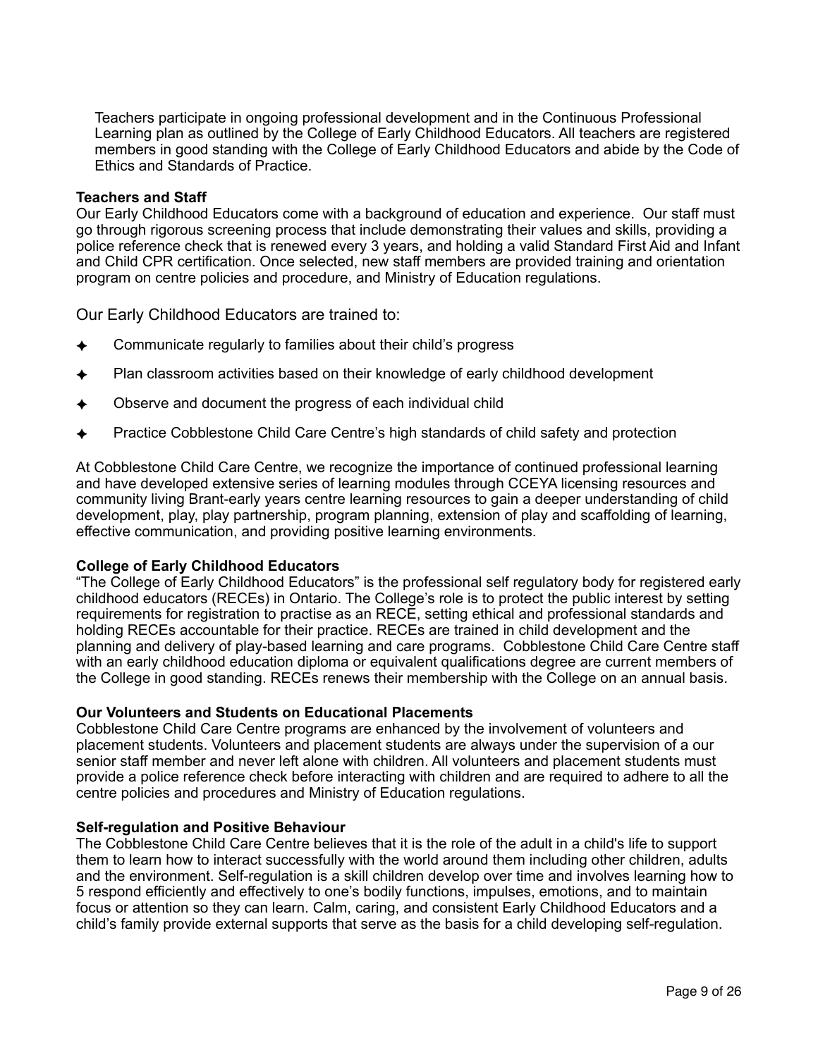Teachers participate in ongoing professional development and in the Continuous Professional Learning plan as outlined by the College of Early Childhood Educators. All teachers are registered members in good standing with the College of Early Childhood Educators and abide by the Code of Ethics and Standards of Practice.

**Teachers and Staff**

Our Early Childhood Educators come with a background of education and experience. Our staff must go through rigorous screening process that include demonstrating their values and skills, providing a police reference check that is renewed every 3 years, and holding a valid Standard First Aid and Infant and Child CPR certification. Once selected, new staff members are provided training and orientation program on centre policies and procedure, and Ministry of Education regulations.

Our Early Childhood Educators are trained to:

- Communicate regularly to families about their child's progress
- Plan classroom activities based on their knowledge of early childhood development
- Observe and document the progress of each individual child
- Practice Cobblestone Child Care Centre's high standards of child safety and protection

At Cobblestone Child Care Centre, we recognize the importance of continued professional learning and have developed extensive series of learning modules through CCEYA licensing resources and community living Brant-early years centre learning resources to gain a deeper understanding of child development, play, play partnership, program planning, extension of play and scaffolding of learning, effective communication, and providing positive learning environments.

**College of Early Childhood Educators**

"The College of Early Childhood Educators" is the professional self regulatory body for registered early childhood educators (RECEs) in Ontario. The College's role is to protect the public interest by setting requirements for registration to practise as an RECE, setting ethical and professional standards and holding RECEs accountable for their practice. RECEs are trained in child development and the planning and delivery of play-based learning and care programs. Cobblestone Child Care Centre staff with an early childhood education diploma or equivalent qualifications degree are current members of the College in good standing. RECEs renews their membership with the College on an annual basis.

**Our Volunteers and Students on Educational Placements**

Cobblestone Child Care Centre programs are enhanced by the involvement of volunteers and placement students. Volunteers and placement students are always under the supervision of a our senior staff member and never left alone with children. All volunteers and placement students must provide a police reference check before interacting with children and are required to adhere to all the centre policies and procedures and Ministry of Education regulations.

**Self-regulation and Positive Behaviour**

The Cobblestone Child Care Centre believes that it is the role of the adult in a child's life to support them to learn how to interact successfully with the world around them including other children, adults and the environment. Self-regulation is a skill children develop over time and involves learning how to 5 respond efficiently and effectively to one's bodily functions, impulses, emotions, and to maintain focus or attention so they can learn. Calm, caring, and consistent Early Childhood Educators and a child's family provide external supports that serve as the basis for a child developing self-regulation.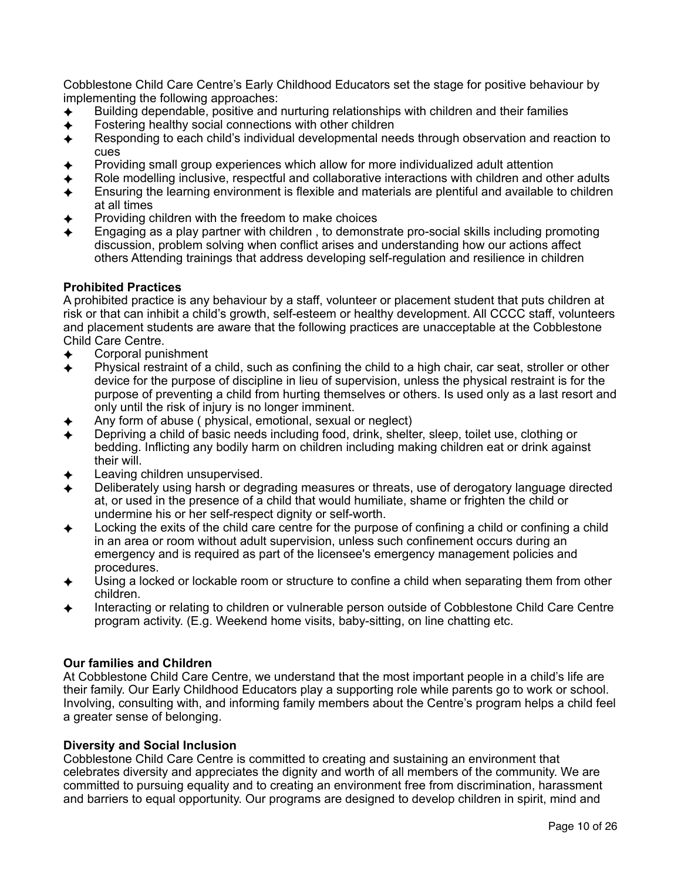Cobblestone Child Care Centre's Early Childhood Educators set the stage for positive behaviour by implementing the following approaches:

- Building dependable, positive and nurturing relationships with children and their families
- Fostering healthy social connections with other children
- Responding to each child's individual developmental needs through observation and reaction to cues
- Providing small group experiences which allow for more individualized adult attention
- Role modelling inclusive, respectful and collaborative interactions with children and other adults
- Ensuring the learning environment is flexible and materials are plentiful and available to children at all times
- Providing children with the freedom to make choices
- Engaging as a play partner with children , to demonstrate pro-social skills including promoting discussion, problem solving when conflict arises and understanding how our actions affect others Attending trainings that address developing self-regulation and resilience in children

**Prohibited Practices**

A prohibited practice is any behaviour by a staff, volunteer or placement student that puts children at risk or that can inhibit a child's growth, self-esteem or healthy development. All CCCC staff, volunteers and placement students are aware that the following practices are unacceptable at the Cobblestone Child Care Centre.

- Corporal punishment
- Physical restraint of a child, such as confining the child to a high chair, car seat, stroller or other device for the purpose of discipline in lieu of supervision, unless the physical restraint is for the purpose of preventing a child from hurting themselves or others. Is used only as a last resort and only until the risk of injury is no longer imminent.
- Any form of abuse ( physical, emotional, sexual or neglect)
- Depriving a child of basic needs including food, drink, shelter, sleep, toilet use, clothing or bedding. Inflicting any bodily harm on children including making children eat or drink against their will.
- Leaving children unsupervised.
- Deliberately using harsh or degrading measures or threats, use of derogatory language directed at, or used in the presence of a child that would humiliate, shame or frighten the child or undermine his or her self-respect dignity or self-worth.
- Locking the exits of the child care centre for the purpose of confining a child or confining a child in an area or room without adult supervision, unless such confinement occurs during an emergency and is required as part of the licensee's emergency management policies and procedures.
- Using a locked or lockable room or structure to confine a child when separating them from other children.
- Interacting or relating to children or vulnerable person outside of Cobblestone Child Care Centre program activity. (E.g. Weekend home visits, baby-sitting, on line chatting etc.

**Our families and Children**

At Cobblestone Child Care Centre, we understand that the most important people in a child's life are their family. Our Early Childhood Educators play a supporting role while parents go to work or school. Involving, consulting with, and informing family members about the Centre's program helps a child feel a greater sense of belonging.

**Diversity and Social Inclusion**

Cobblestone Child Care Centre is committed to creating and sustaining an environment that celebrates diversity and appreciates the dignity and worth of all members of the community. We are committed to pursuing equality and to creating an environment free from discrimination, harassment and barriers to equal opportunity. Our programs are designed to develop children in spirit, mind and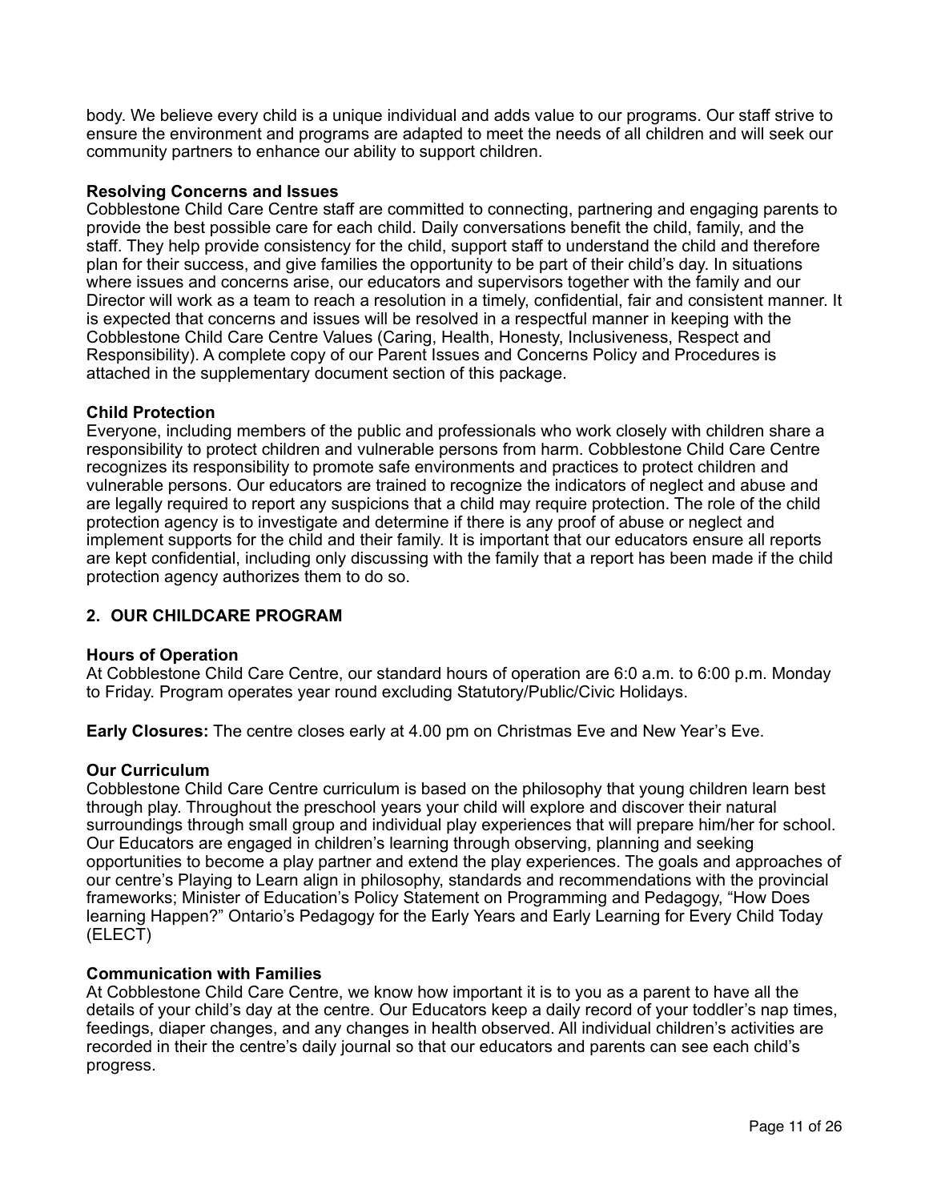body. We believe every child is a unique individual and adds value to our programs. Our staff strive to ensure the environment and programs are adapted to meet the needs of all children and will seek our community partners to enhance our ability to support children.

**Resolving Concerns and Issues**
Cobblestone Child Care Centre staff are committed to connecting, partnering and engaging parents to provide the best possible care for each child. Daily conversations benefit the child, family, and the staff. They help provide consistency for the child, support staff to understand the child and therefore plan for their success, and give families the opportunity to be part of their child's day. In situations where issues and concerns arise, our educators and supervisors together with the family and our Director will work as a team to reach a resolution in a timely, confidential, fair and consistent manner. It is expected that concerns and issues will be resolved in a respectful manner in keeping with the Cobblestone Child Care Centre Values (Caring, Health, Honesty, Inclusiveness, Respect and Responsibility). A complete copy of our Parent Issues and Concerns Policy and Procedures is attached in the supplementary document section of this package.

**Child Protection**
Everyone, including members of the public and professionals who work closely with children share a responsibility to protect children and vulnerable persons from harm. Cobblestone Child Care Centre recognizes its responsibility to promote safe environments and practices to protect children and vulnerable persons. Our educators are trained to recognize the indicators of neglect and abuse and are legally required to report any suspicions that a child may require protection. The role of the child protection agency is to investigate and determine if there is any proof of abuse or neglect and implement supports for the child and their family. It is important that our educators ensure all reports are kept confidential, including only discussing with the family that a report has been made if the child protection agency authorizes them to do so.

## 2. OUR CHILDCARE PROGRAM

**Hours of Operation**
At Cobblestone Child Care Centre, our standard hours of operation are 6:0 a.m. to 6:00 p.m. Monday to Friday. Program operates year round excluding Statutory/Public/Civic Holidays.

**Early Closures:** The centre closes early at 4.00 pm on Christmas Eve and New Year's Eve.

**Our Curriculum**
Cobblestone Child Care Centre curriculum is based on the philosophy that young children learn best through play. Throughout the preschool years your child will explore and discover their natural surroundings through small group and individual play experiences that will prepare him/her for school. Our Educators are engaged in children's learning through observing, planning and seeking opportunities to become a play partner and extend the play experiences. The goals and approaches of our centre's Playing to Learn align in philosophy, standards and recommendations with the provincial frameworks; Minister of Education's Policy Statement on Programming and Pedagogy, "How Does learning Happen?" Ontario's Pedagogy for the Early Years and Early Learning for Every Child Today (ELECT)

**Communication with Families**
At Cobblestone Child Care Centre, we know how important it is to you as a parent to have all the details of your child's day at the centre. Our Educators keep a daily record of your toddler's nap times, feedings, diaper changes, and any changes in health observed. All individual children's activities are recorded in their the centre's daily journal so that our educators and parents can see each child's progress.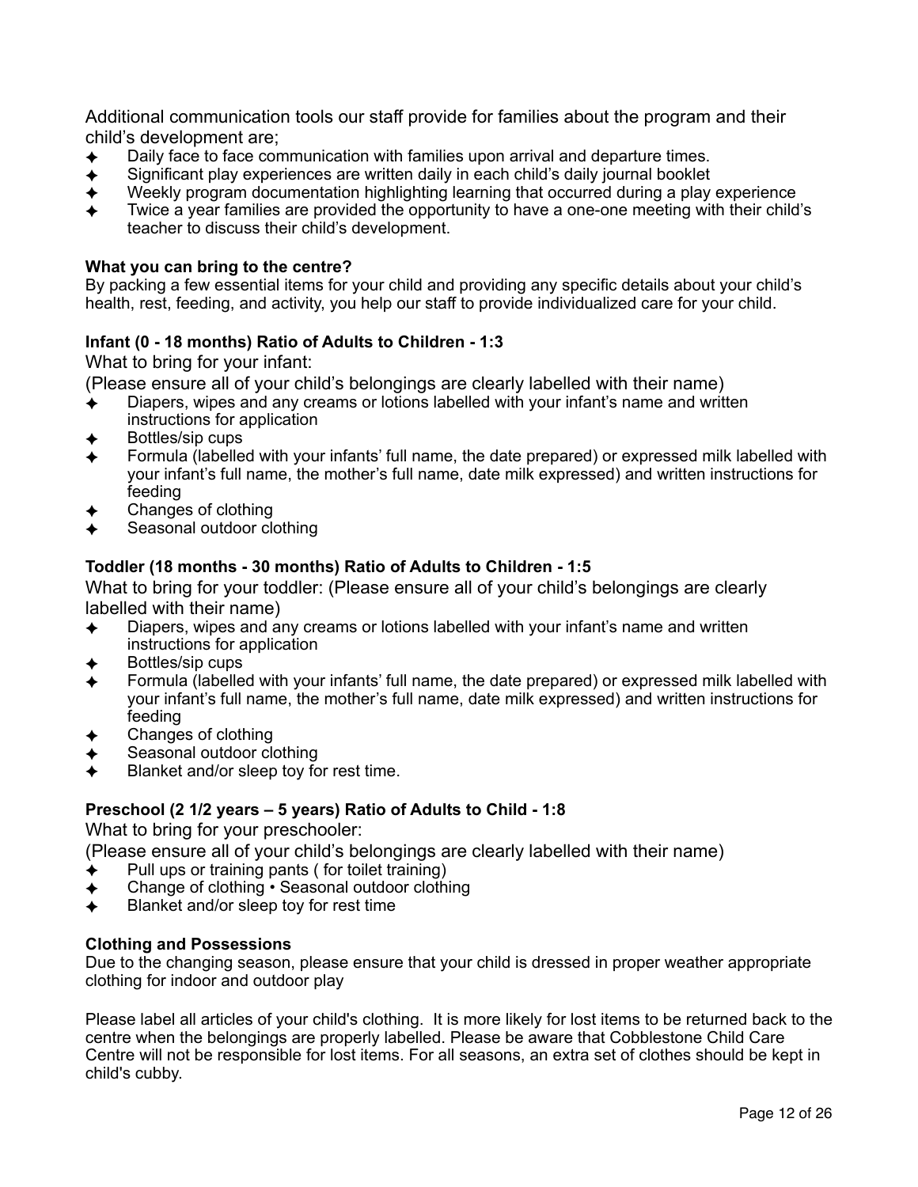Additional communication tools our staff provide for families about the program and their child's development are;

- Daily face to face communication with families upon arrival and departure times.
- Significant play experiences are written daily in each child's daily journal booklet
- Weekly program documentation highlighting learning that occurred during a play experience
- Twice a year families are provided the opportunity to have a one-one meeting with their child's teacher to discuss their child's development.

**What you can bring to the centre?**

By packing a few essential items for your child and providing any specific details about your child's health, rest, feeding, and activity, you help our staff to provide individualized care for your child.

**Infant (0 - 18 months) Ratio of Adults to Children - 1:3**

What to bring for your infant:

(Please ensure all of your child's belongings are clearly labelled with their name)

- Diapers, wipes and any creams or lotions labelled with your infant's name and written instructions for application
- Bottles/sip cups
- Formula (labelled with your infants' full name, the date prepared) or expressed milk labelled with your infant's full name, the mother's full name, date milk expressed) and written instructions for feeding
- Changes of clothing
- Seasonal outdoor clothing

**Toddler (18 months - 30 months) Ratio of Adults to Children - 1:5**

What to bring for your toddler: (Please ensure all of your child's belongings are clearly labelled with their name)

- Diapers, wipes and any creams or lotions labelled with your infant's name and written instructions for application
- Bottles/sip cups
- Formula (labelled with your infants' full name, the date prepared) or expressed milk labelled with your infant's full name, the mother's full name, date milk expressed) and written instructions for feeding
- Changes of clothing
- Seasonal outdoor clothing
- Blanket and/or sleep toy for rest time.

**Preschool (2 1/2 years – 5 years) Ratio of Adults to Child - 1:8**

What to bring for your preschooler:

(Please ensure all of your child's belongings are clearly labelled with their name)

- Pull ups or training pants ( for toilet training)
- Change of clothing • Seasonal outdoor clothing
- Blanket and/or sleep toy for rest time

**Clothing and Possessions**

Due to the changing season, please ensure that your child is dressed in proper weather appropriate clothing for indoor and outdoor play

Please label all articles of your child's clothing. It is more likely for lost items to be returned back to the centre when the belongings are properly labelled. Please be aware that Cobblestone Child Care Centre will not be responsible for lost items. For all seasons, an extra set of clothes should be kept in child's cubby.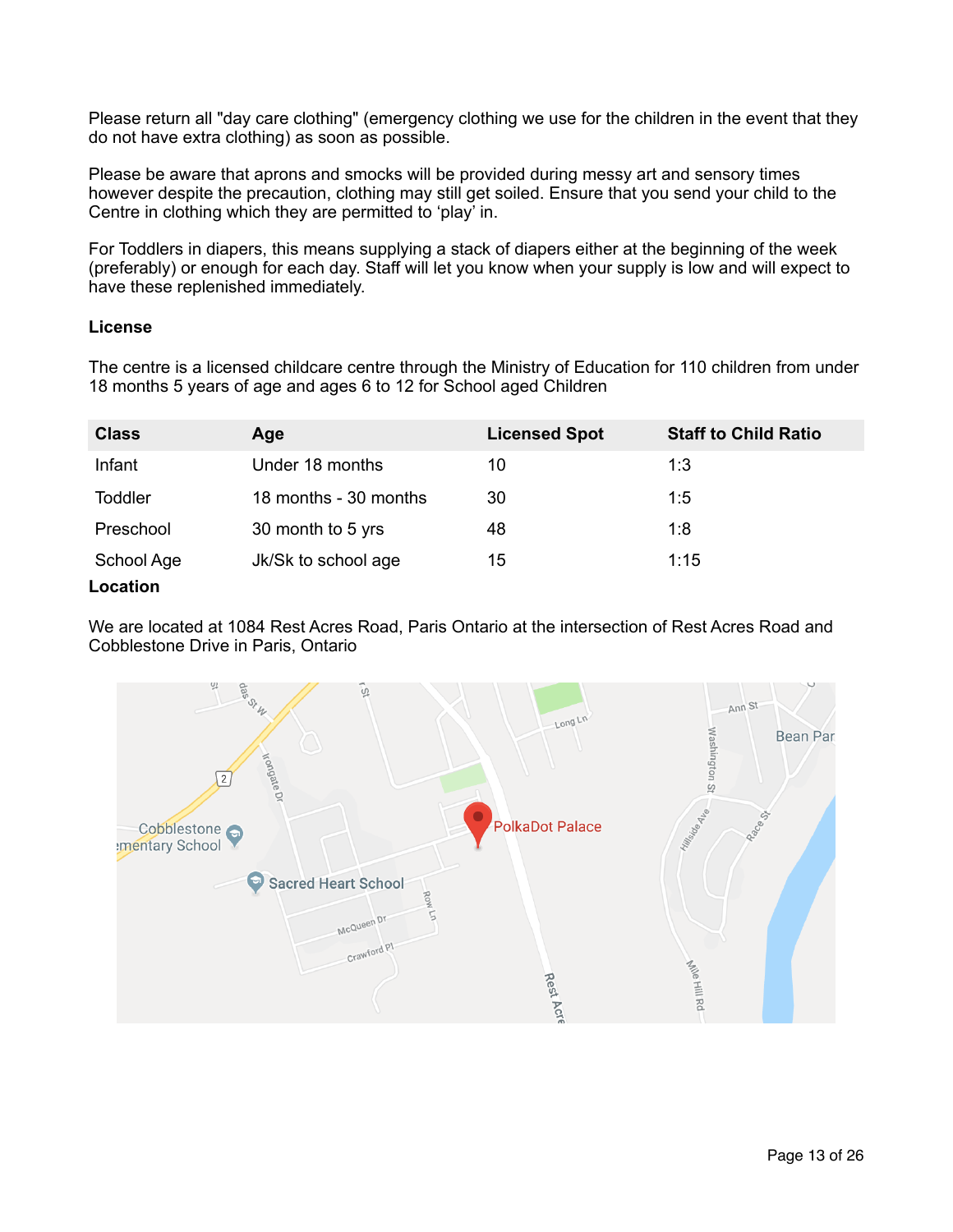Please return all "day care clothing" (emergency clothing we use for the children in the event that they do not have extra clothing) as soon as possible.

Please be aware that aprons and smocks will be provided during messy art and sensory times however despite the precaution, clothing may still get soiled. Ensure that you send your child to the Centre in clothing which they are permitted to 'play' in.

For Toddlers in diapers, this means supplying a stack of diapers either at the beginning of the week (preferably) or enough for each day. Staff will let you know when your supply is low and will expect to have these replenished immediately.

**License**

The centre is a licensed childcare centre through the Ministry of Education for 110 children from under 18 months 5 years of age and ages 6 to 12 for School aged Children

| Class | Age | Licensed Spot | Staff to Child Ratio |
|---|---|---|---|
| Infant | Under 18 months | 10 | 1:3 |
| Toddler | 18 months - 30 months | 30 | 1:5 |
| Preschool | 30 month to 5 yrs | 48 | 1:8 |
| School Age | Jk/Sk to school age | 15 | 1:15 |

**Location**

We are located at 1084 Rest Acres Road, Paris Ontario at the intersection of Rest Acres Road and Cobblestone Drive in Paris, Ontario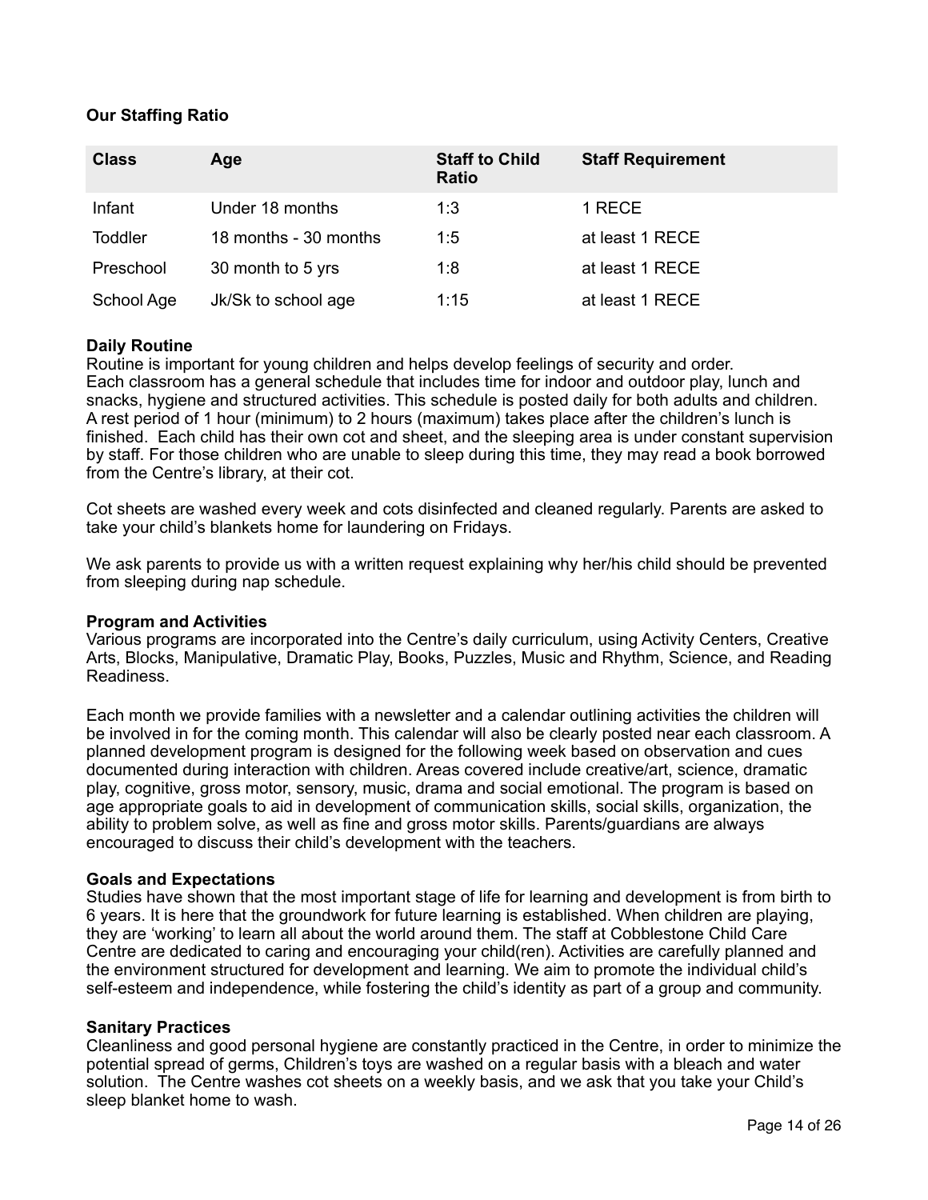**Our Staffing Ratio**

| Class | Age | Staff to Child Ratio | Staff Requirement |
|---|---|---|---|
| Infant | Under 18 months | 1:3 | 1 RECE |
| Toddler | 18 months - 30 months | 1:5 | at least 1 RECE |
| Preschool | 30 month to 5 yrs | 1:8 | at least 1 RECE |
| School Age | Jk/Sk to school age | 1:15 | at least 1 RECE |

**Daily Routine**
Routine is important for young children and helps develop feelings of security and order. Each classroom has a general schedule that includes time for indoor and outdoor play, lunch and snacks, hygiene and structured activities. This schedule is posted daily for both adults and children. A rest period of 1 hour (minimum) to 2 hours (maximum) takes place after the children's lunch is finished. Each child has their own cot and sheet, and the sleeping area is under constant supervision by staff. For those children who are unable to sleep during this time, they may read a book borrowed from the Centre's library, at their cot.

Cot sheets are washed every week and cots disinfected and cleaned regularly. Parents are asked to take your child's blankets home for laundering on Fridays.

We ask parents to provide us with a written request explaining why her/his child should be prevented from sleeping during nap schedule.

**Program and Activities**
Various programs are incorporated into the Centre's daily curriculum, using Activity Centers, Creative Arts, Blocks, Manipulative, Dramatic Play, Books, Puzzles, Music and Rhythm, Science, and Reading Readiness.

Each month we provide families with a newsletter and a calendar outlining activities the children will be involved in for the coming month. This calendar will also be clearly posted near each classroom. A planned development program is designed for the following week based on observation and cues documented during interaction with children. Areas covered include creative/art, science, dramatic play, cognitive, gross motor, sensory, music, drama and social emotional. The program is based on age appropriate goals to aid in development of communication skills, social skills, organization, the ability to problem solve, as well as fine and gross motor skills. Parents/guardians are always encouraged to discuss their child's development with the teachers.

**Goals and Expectations**
Studies have shown that the most important stage of life for learning and development is from birth to 6 years. It is here that the groundwork for future learning is established. When children are playing, they are 'working' to learn all about the world around them. The staff at Cobblestone Child Care Centre are dedicated to caring and encouraging your child(ren). Activities are carefully planned and the environment structured for development and learning. We aim to promote the individual child's self-esteem and independence, while fostering the child's identity as part of a group and community.

**Sanitary Practices**
Cleanliness and good personal hygiene are constantly practiced in the Centre, in order to minimize the potential spread of germs, Children's toys are washed on a regular basis with a bleach and water solution. The Centre washes cot sheets on a weekly basis, and we ask that you take your Child's sleep blanket home to wash.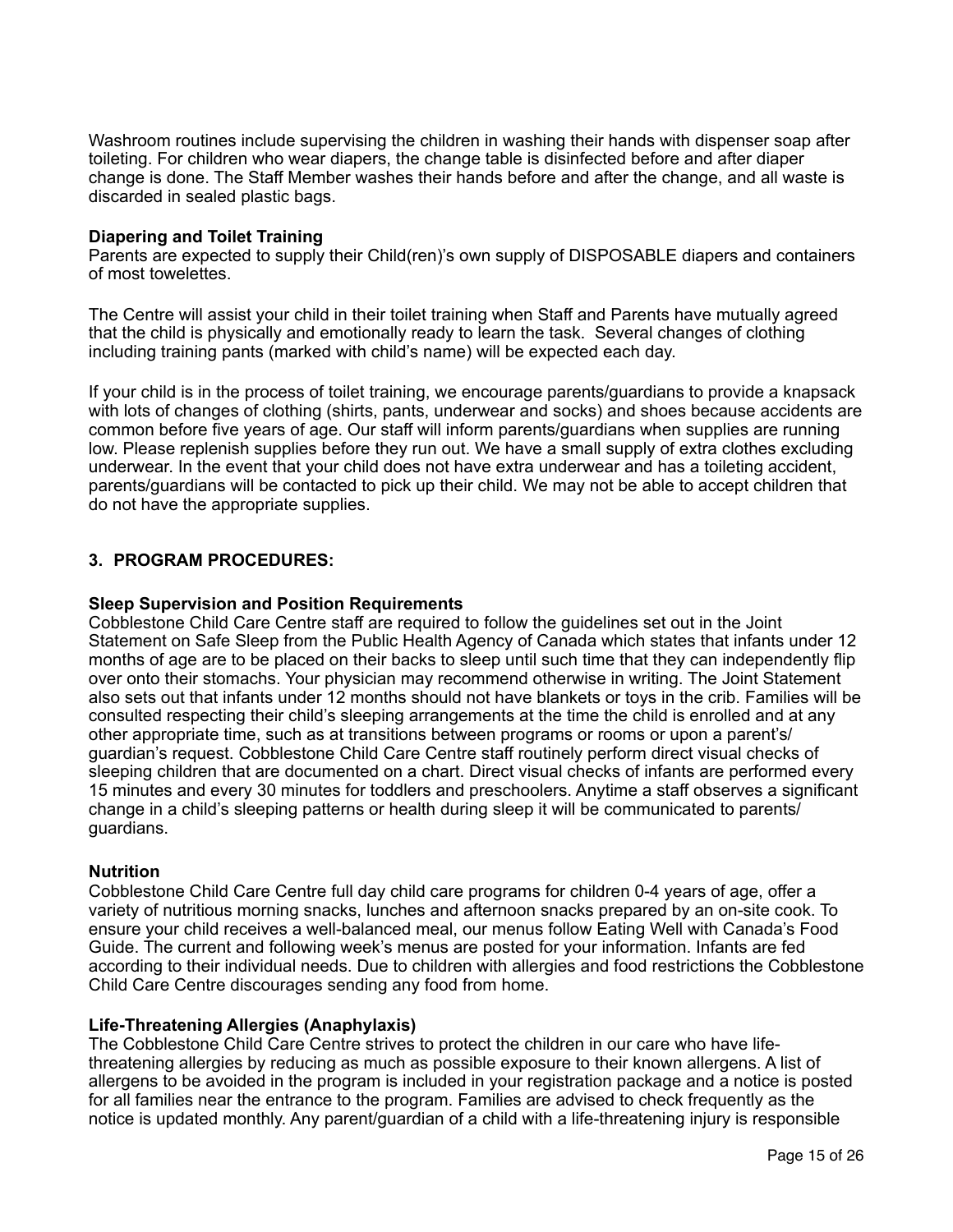Washroom routines include supervising the children in washing their hands with dispenser soap after toileting. For children who wear diapers, the change table is disinfected before and after diaper change is done. The Staff Member washes their hands before and after the change, and all waste is discarded in sealed plastic bags.

**Diapering and Toilet Training**
Parents are expected to supply their Child(ren)'s own supply of DISPOSABLE diapers and containers of most towelettes.

The Centre will assist your child in their toilet training when Staff and Parents have mutually agreed that the child is physically and emotionally ready to learn the task. Several changes of clothing including training pants (marked with child's name) will be expected each day.

If your child is in the process of toilet training, we encourage parents/guardians to provide a knapsack with lots of changes of clothing (shirts, pants, underwear and socks) and shoes because accidents are common before five years of age. Our staff will inform parents/guardians when supplies are running low. Please replenish supplies before they run out. We have a small supply of extra clothes excluding underwear. In the event that your child does not have extra underwear and has a toileting accident, parents/guardians will be contacted to pick up their child. We may not be able to accept children that do not have the appropriate supplies.

## 3. PROGRAM PROCEDURES:

**Sleep Supervision and Position Requirements**
Cobblestone Child Care Centre staff are required to follow the guidelines set out in the Joint Statement on Safe Sleep from the Public Health Agency of Canada which states that infants under 12 months of age are to be placed on their backs to sleep until such time that they can independently flip over onto their stomachs. Your physician may recommend otherwise in writing. The Joint Statement also sets out that infants under 12 months should not have blankets or toys in the crib. Families will be consulted respecting their child's sleeping arrangements at the time the child is enrolled and at any other appropriate time, such as at transitions between programs or rooms or upon a parent's/ guardian's request. Cobblestone Child Care Centre staff routinely perform direct visual checks of sleeping children that are documented on a chart. Direct visual checks of infants are performed every 15 minutes and every 30 minutes for toddlers and preschoolers. Anytime a staff observes a significant change in a child's sleeping patterns or health during sleep it will be communicated to parents/ guardians.

**Nutrition**
Cobblestone Child Care Centre full day child care programs for children 0-4 years of age, offer a variety of nutritious morning snacks, lunches and afternoon snacks prepared by an on-site cook. To ensure your child receives a well-balanced meal, our menus follow Eating Well with Canada's Food Guide. The current and following week's menus are posted for your information. Infants are fed according to their individual needs. Due to children with allergies and food restrictions the Cobblestone Child Care Centre discourages sending any food from home.

**Life-Threatening Allergies (Anaphylaxis)**
The Cobblestone Child Care Centre strives to protect the children in our care who have life-threatening allergies by reducing as much as possible exposure to their known allergens. A list of allergens to be avoided in the program is included in your registration package and a notice is posted for all families near the entrance to the program. Families are advised to check frequently as the notice is updated monthly. Any parent/guardian of a child with a life-threatening injury is responsible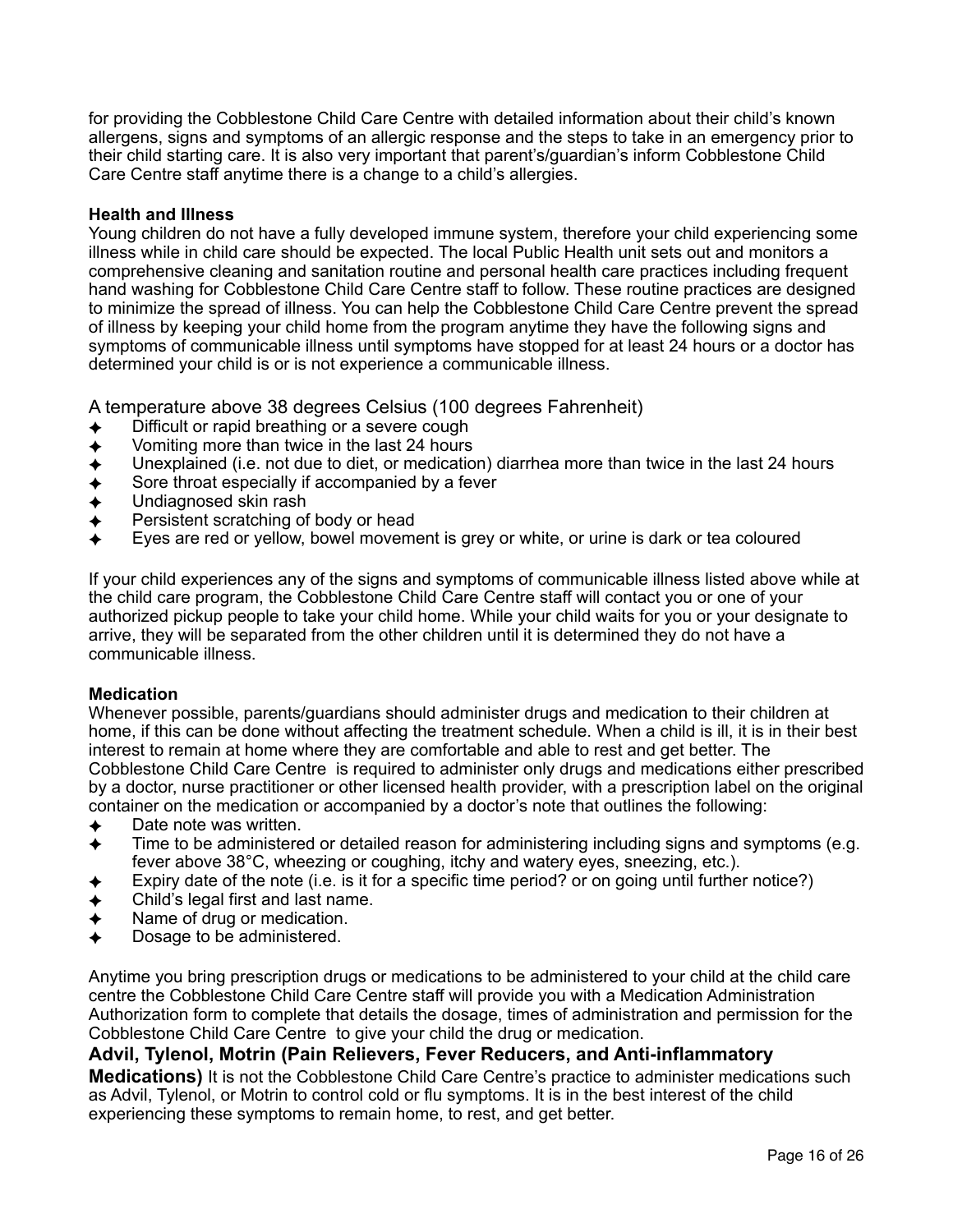for providing the Cobblestone Child Care Centre with detailed information about their child's known allergens, signs and symptoms of an allergic response and the steps to take in an emergency prior to their child starting care. It is also very important that parent's/guardian's inform Cobblestone Child Care Centre staff anytime there is a change to a child's allergies.

**Health and Illness**
Young children do not have a fully developed immune system, therefore your child experiencing some illness while in child care should be expected. The local Public Health unit sets out and monitors a comprehensive cleaning and sanitation routine and personal health care practices including frequent hand washing for Cobblestone Child Care Centre staff to follow. These routine practices are designed to minimize the spread of illness. You can help the Cobblestone Child Care Centre prevent the spread of illness by keeping your child home from the program anytime they have the following signs and symptoms of communicable illness until symptoms have stopped for at least 24 hours or a doctor has determined your child is or is not experience a communicable illness.

A temperature above 38 degrees Celsius (100 degrees Fahrenheit)

- Difficult or rapid breathing or a severe cough
- Vomiting more than twice in the last 24 hours
- Unexplained (i.e. not due to diet, or medication) diarrhea more than twice in the last 24 hours
- Sore throat especially if accompanied by a fever
- Undiagnosed skin rash
- Persistent scratching of body or head
- Eyes are red or yellow, bowel movement is grey or white, or urine is dark or tea coloured

If your child experiences any of the signs and symptoms of communicable illness listed above while at the child care program, the Cobblestone Child Care Centre staff will contact you or one of your authorized pickup people to take your child home. While your child waits for you or your designate to arrive, they will be separated from the other children until it is determined they do not have a communicable illness.

**Medication**
Whenever possible, parents/guardians should administer drugs and medication to their children at home, if this can be done without affecting the treatment schedule. When a child is ill, it is in their best interest to remain at home where they are comfortable and able to rest and get better. The Cobblestone Child Care Centre is required to administer only drugs and medications either prescribed by a doctor, nurse practitioner or other licensed health provider, with a prescription label on the original container on the medication or accompanied by a doctor's note that outlines the following:

- Date note was written.
- Time to be administered or detailed reason for administering including signs and symptoms (e.g. fever above 38°C, wheezing or coughing, itchy and watery eyes, sneezing, etc.).
- Expiry date of the note (i.e. is it for a specific time period? or on going until further notice?)
- Child's legal first and last name.
- Name of drug or medication.
- Dosage to be administered.

Anytime you bring prescription drugs or medications to be administered to your child at the child care centre the Cobblestone Child Care Centre staff will provide you with a Medication Administration Authorization form to complete that details the dosage, times of administration and permission for the Cobblestone Child Care Centre to give your child the drug or medication.

**Advil, Tylenol, Motrin (Pain Relievers, Fever Reducers, and Anti-inflammatory Medications)** It is not the Cobblestone Child Care Centre's practice to administer medications such as Advil, Tylenol, or Motrin to control cold or flu symptoms. It is in the best interest of the child experiencing these symptoms to remain home, to rest, and get better.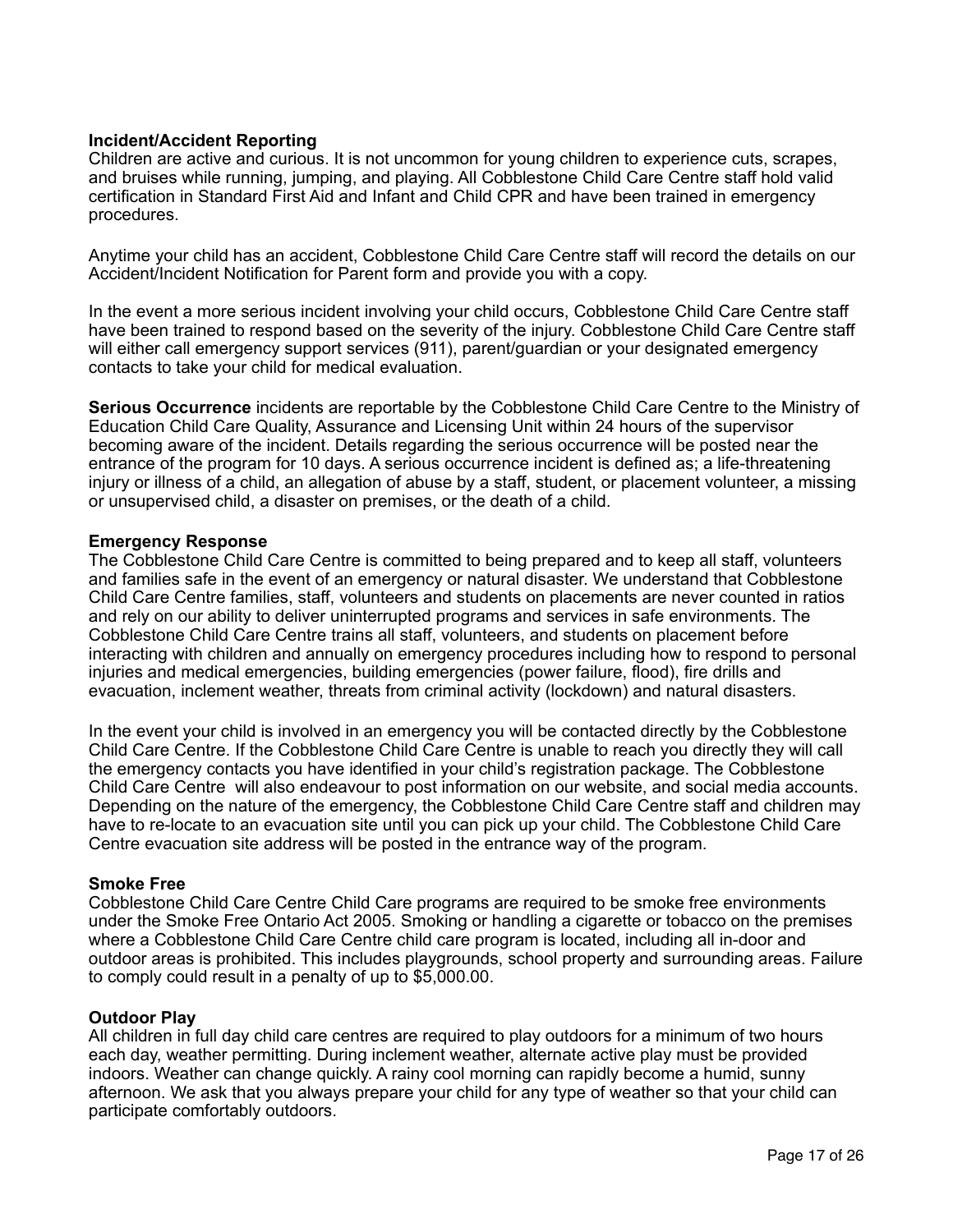### Incident/Accident Reporting

Children are active and curious. It is not uncommon for young children to experience cuts, scrapes, and bruises while running, jumping, and playing. All Cobblestone Child Care Centre staff hold valid certification in Standard First Aid and Infant and Child CPR and have been trained in emergency procedures.

Anytime your child has an accident, Cobblestone Child Care Centre staff will record the details on our Accident/Incident Notification for Parent form and provide you with a copy.

In the event a more serious incident involving your child occurs, Cobblestone Child Care Centre staff have been trained to respond based on the severity of the injury. Cobblestone Child Care Centre staff will either call emergency support services (911), parent/guardian or your designated emergency contacts to take your child for medical evaluation.

**Serious Occurrence** incidents are reportable by the Cobblestone Child Care Centre to the Ministry of Education Child Care Quality, Assurance and Licensing Unit within 24 hours of the supervisor becoming aware of the incident. Details regarding the serious occurrence will be posted near the entrance of the program for 10 days. A serious occurrence incident is defined as; a life-threatening injury or illness of a child, an allegation of abuse by a staff, student, or placement volunteer, a missing or unsupervised child, a disaster on premises, or the death of a child.

### Emergency Response

The Cobblestone Child Care Centre is committed to being prepared and to keep all staff, volunteers and families safe in the event of an emergency or natural disaster. We understand that Cobblestone Child Care Centre families, staff, volunteers and students on placements are never counted in ratios and rely on our ability to deliver uninterrupted programs and services in safe environments. The Cobblestone Child Care Centre trains all staff, volunteers, and students on placement before interacting with children and annually on emergency procedures including how to respond to personal injuries and medical emergencies, building emergencies (power failure, flood), fire drills and evacuation, inclement weather, threats from criminal activity (lockdown) and natural disasters.

In the event your child is involved in an emergency you will be contacted directly by the Cobblestone Child Care Centre. If the Cobblestone Child Care Centre is unable to reach you directly they will call the emergency contacts you have identified in your child's registration package. The Cobblestone Child Care Centre will also endeavour to post information on our website, and social media accounts. Depending on the nature of the emergency, the Cobblestone Child Care Centre staff and children may have to re-locate to an evacuation site until you can pick up your child. The Cobblestone Child Care Centre evacuation site address will be posted in the entrance way of the program.

### Smoke Free

Cobblestone Child Care Centre Child Care programs are required to be smoke free environments under the Smoke Free Ontario Act 2005. Smoking or handling a cigarette or tobacco on the premises where a Cobblestone Child Care Centre child care program is located, including all in-door and outdoor areas is prohibited. This includes playgrounds, school property and surrounding areas. Failure to comply could result in a penalty of up to $5,000.00.

### Outdoor Play

All children in full day child care centres are required to play outdoors for a minimum of two hours each day, weather permitting. During inclement weather, alternate active play must be provided indoors. Weather can change quickly. A rainy cool morning can rapidly become a humid, sunny afternoon. We ask that you always prepare your child for any type of weather so that your child can participate comfortably outdoors.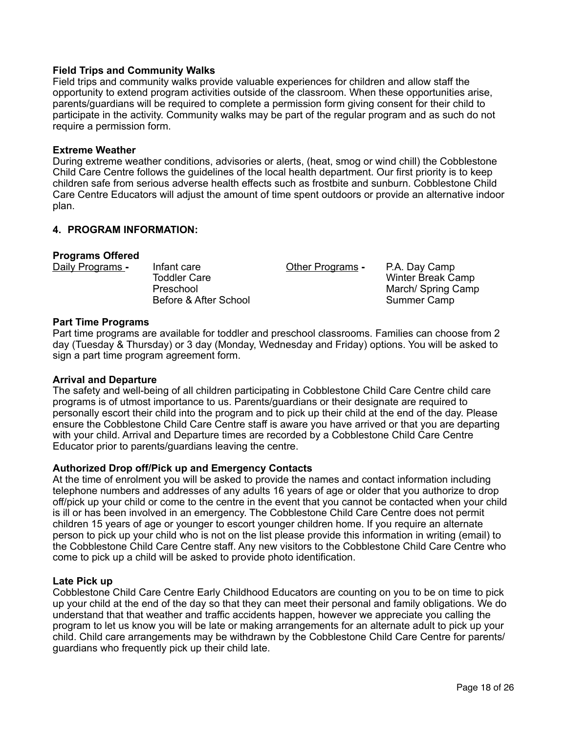**Field Trips and Community Walks**
Field trips and community walks provide valuable experiences for children and allow staff the opportunity to extend program activities outside of the classroom. When these opportunities arise, parents/guardians will be required to complete a permission form giving consent for their child to participate in the activity. Community walks may be part of the regular program and as such do not require a permission form.

**Extreme Weather**
During extreme weather conditions, advisories or alerts, (heat, smog or wind chill) the Cobblestone Child Care Centre follows the guidelines of the local health department. Our first priority is to keep children safe from serious adverse health effects such as frostbite and sunburn. Cobblestone Child Care Centre Educators will adjust the amount of time spent outdoors or provide an alternative indoor plan.

## 4. PROGRAM INFORMATION:

**Programs Offered**

| Daily Programs - | | Other Programs - | |
|---|---|---|---|
| | Infant care | | P.A. Day Camp |
| | Toddler Care | | Winter Break Camp |
| | Preschool | | March/ Spring Camp |
| | Before & After School | | Summer Camp |

**Part Time Programs**
Part time programs are available for toddler and preschool classrooms. Families can choose from 2 day (Tuesday & Thursday) or 3 day (Monday, Wednesday and Friday) options. You will be asked to sign a part time program agreement form.

**Arrival and Departure**
The safety and well-being of all children participating in Cobblestone Child Care Centre child care programs is of utmost importance to us. Parents/guardians or their designate are required to personally escort their child into the program and to pick up their child at the end of the day. Please ensure the Cobblestone Child Care Centre staff is aware you have arrived or that you are departing with your child. Arrival and Departure times are recorded by a Cobblestone Child Care Centre Educator prior to parents/guardians leaving the centre.

**Authorized Drop off/Pick up and Emergency Contacts**
At the time of enrolment you will be asked to provide the names and contact information including telephone numbers and addresses of any adults 16 years of age or older that you authorize to drop off/pick up your child or come to the centre in the event that you cannot be contacted when your child is ill or has been involved in an emergency. The Cobblestone Child Care Centre does not permit children 15 years of age or younger to escort younger children home. If you require an alternate person to pick up your child who is not on the list please provide this information in writing (email) to the Cobblestone Child Care Centre staff. Any new visitors to the Cobblestone Child Care Centre who come to pick up a child will be asked to provide photo identification.

**Late Pick up**
Cobblestone Child Care Centre Early Childhood Educators are counting on you to be on time to pick up your child at the end of the day so that they can meet their personal and family obligations. We do understand that that weather and traffic accidents happen, however we appreciate you calling the program to let us know you will be late or making arrangements for an alternate adult to pick up your child. Child care arrangements may be withdrawn by the Cobblestone Child Care Centre for parents/ guardians who frequently pick up their child late.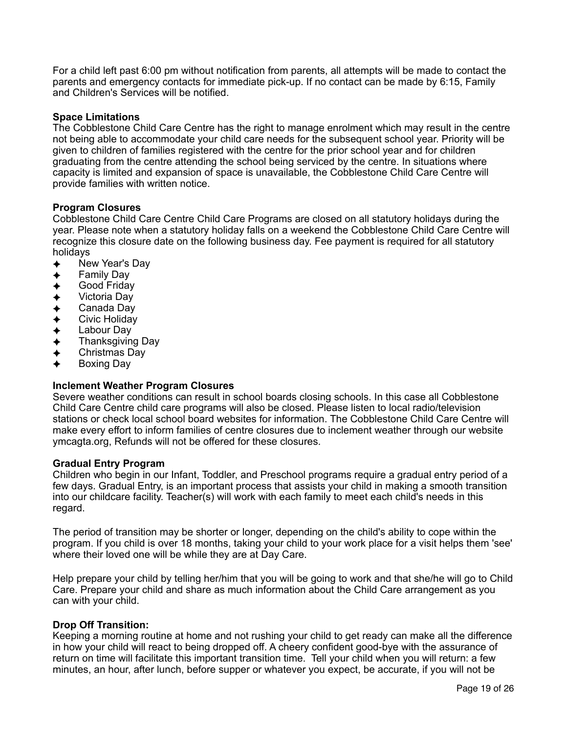For a child left past 6:00 pm without notification from parents, all attempts will be made to contact the parents and emergency contacts for immediate pick-up. If no contact can be made by 6:15, Family and Children's Services will be notified.

**Space Limitations**
The Cobblestone Child Care Centre has the right to manage enrolment which may result in the centre not being able to accommodate your child care needs for the subsequent school year. Priority will be given to children of families registered with the centre for the prior school year and for children graduating from the centre attending the school being serviced by the centre. In situations where capacity is limited and expansion of space is unavailable, the Cobblestone Child Care Centre will provide families with written notice.

**Program Closures**
Cobblestone Child Care Centre Child Care Programs are closed on all statutory holidays during the year. Please note when a statutory holiday falls on a weekend the Cobblestone Child Care Centre will recognize this closure date on the following business day. Fee payment is required for all statutory holidays

- New Year's Day
- Family Day
- Good Friday
- Victoria Day
- Canada Day
- Civic Holiday
- Labour Day
- Thanksgiving Day
- Christmas Day
- Boxing Day

**Inclement Weather Program Closures**
Severe weather conditions can result in school boards closing schools. In this case all Cobblestone Child Care Centre child care programs will also be closed. Please listen to local radio/television stations or check local school board websites for information. The Cobblestone Child Care Centre will make every effort to inform families of centre closures due to inclement weather through our website ymcagta.org, Refunds will not be offered for these closures.

**Gradual Entry Program**
Children who begin in our Infant, Toddler, and Preschool programs require a gradual entry period of a few days. Gradual Entry, is an important process that assists your child in making a smooth transition into our childcare facility. Teacher(s) will work with each family to meet each child's needs in this regard.

The period of transition may be shorter or longer, depending on the child's ability to cope within the program. If you child is over 18 months, taking your child to your work place for a visit helps them 'see' where their loved one will be while they are at Day Care.

Help prepare your child by telling her/him that you will be going to work and that she/he will go to Child Care. Prepare your child and share as much information about the Child Care arrangement as you can with your child.

**Drop Off Transition:**
Keeping a morning routine at home and not rushing your child to get ready can make all the difference in how your child will react to being dropped off. A cheery confident good-bye with the assurance of return on time will facilitate this important transition time. Tell your child when you will return: a few minutes, an hour, after lunch, before supper or whatever you expect, be accurate, if you will not be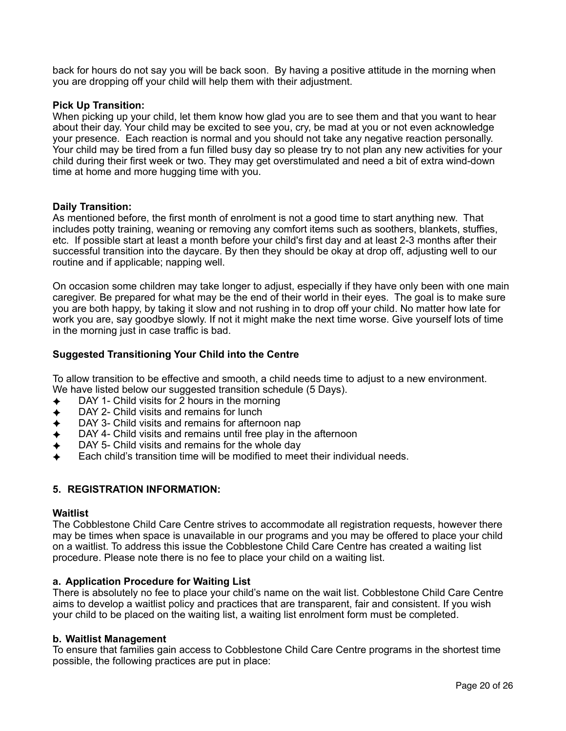back for hours do not say you will be back soon. By having a positive attitude in the morning when you are dropping off your child will help them with their adjustment.

**Pick Up Transition:**
When picking up your child, let them know how glad you are to see them and that you want to hear about their day. Your child may be excited to see you, cry, be mad at you or not even acknowledge your presence. Each reaction is normal and you should not take any negative reaction personally. Your child may be tired from a fun filled busy day so please try to not plan any new activities for your child during their first week or two. They may get overstimulated and need a bit of extra wind-down time at home and more hugging time with you.

**Daily Transition:**
As mentioned before, the first month of enrolment is not a good time to start anything new. That includes potty training, weaning or removing any comfort items such as soothers, blankets, stuffies, etc. If possible start at least a month before your child's first day and at least 2-3 months after their successful transition into the daycare. By then they should be okay at drop off, adjusting well to our routine and if applicable; napping well.

On occasion some children may take longer to adjust, especially if they have only been with one main caregiver. Be prepared for what may be the end of their world in their eyes. The goal is to make sure you are both happy, by taking it slow and not rushing in to drop off your child. No matter how late for work you are, say goodbye slowly. If not it might make the next time worse. Give yourself lots of time in the morning just in case traffic is bad.

**Suggested Transitioning Your Child into the Centre**

To allow transition to be effective and smooth, a child needs time to adjust to a new environment. We have listed below our suggested transition schedule (5 Days).

- DAY 1- Child visits for 2 hours in the morning
- DAY 2- Child visits and remains for lunch
- DAY 3- Child visits and remains for afternoon nap
- DAY 4- Child visits and remains until free play in the afternoon
- DAY 5- Child visits and remains for the whole day
- Each child's transition time will be modified to meet their individual needs.

## 5. REGISTRATION INFORMATION:

**Waitlist**
The Cobblestone Child Care Centre strives to accommodate all registration requests, however there may be times when space is unavailable in our programs and you may be offered to place your child on a waitlist. To address this issue the Cobblestone Child Care Centre has created a waiting list procedure. Please note there is no fee to place your child on a waiting list.

**a. Application Procedure for Waiting List**
There is absolutely no fee to place your child's name on the wait list. Cobblestone Child Care Centre aims to develop a waitlist policy and practices that are transparent, fair and consistent. If you wish your child to be placed on the waiting list, a waiting list enrolment form must be completed.

**b. Waitlist Management**
To ensure that families gain access to Cobblestone Child Care Centre programs in the shortest time possible, the following practices are put in place: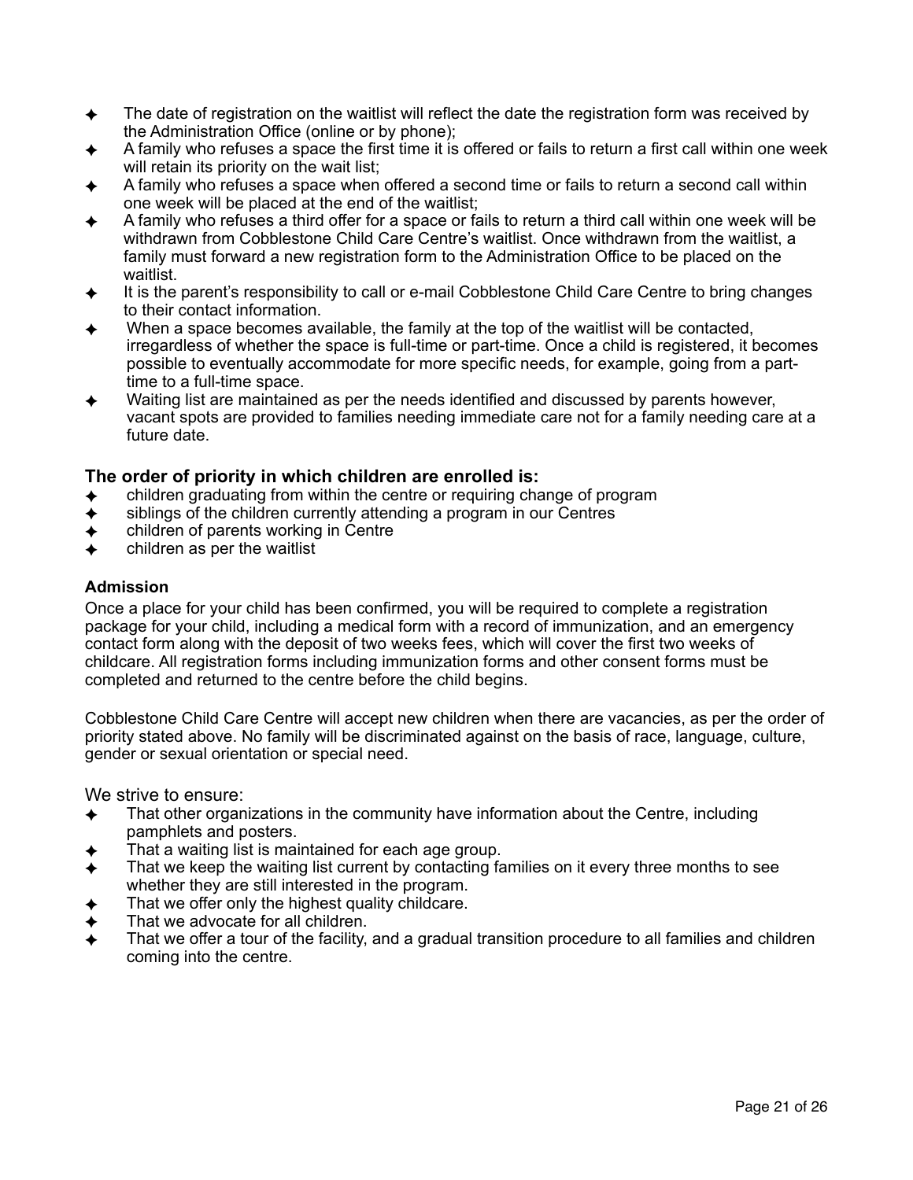- The date of registration on the waitlist will reflect the date the registration form was received by the Administration Office (online or by phone);
- A family who refuses a space the first time it is offered or fails to return a first call within one week will retain its priority on the wait list;
- A family who refuses a space when offered a second time or fails to return a second call within one week will be placed at the end of the waitlist;
- A family who refuses a third offer for a space or fails to return a third call within one week will be withdrawn from Cobblestone Child Care Centre's waitlist. Once withdrawn from the waitlist, a family must forward a new registration form to the Administration Office to be placed on the waitlist.
- It is the parent's responsibility to call or e-mail Cobblestone Child Care Centre to bring changes to their contact information.
- When a space becomes available, the family at the top of the waitlist will be contacted, irregardless of whether the space is full-time or part-time. Once a child is registered, it becomes possible to eventually accommodate for more specific needs, for example, going from a part-time to a full-time space.
- Waiting list are maintained as per the needs identified and discussed by parents however, vacant spots are provided to families needing immediate care not for a family needing care at a future date.

### The order of priority in which children are enrolled is:

- children graduating from within the centre or requiring change of program
- siblings of the children currently attending a program in our Centres
- children of parents working in Centre
- children as per the waitlist

#### Admission

Once a place for your child has been confirmed, you will be required to complete a registration package for your child, including a medical form with a record of immunization, and an emergency contact form along with the deposit of two weeks fees, which will cover the first two weeks of childcare. All registration forms including immunization forms and other consent forms must be completed and returned to the centre before the child begins.

Cobblestone Child Care Centre will accept new children when there are vacancies, as per the order of priority stated above. No family will be discriminated against on the basis of race, language, culture, gender or sexual orientation or special need.

We strive to ensure:

- That other organizations in the community have information about the Centre, including pamphlets and posters.
- That a waiting list is maintained for each age group.
- That we keep the waiting list current by contacting families on it every three months to see whether they are still interested in the program.
- That we offer only the highest quality childcare.
- That we advocate for all children.
- That we offer a tour of the facility, and a gradual transition procedure to all families and children coming into the centre.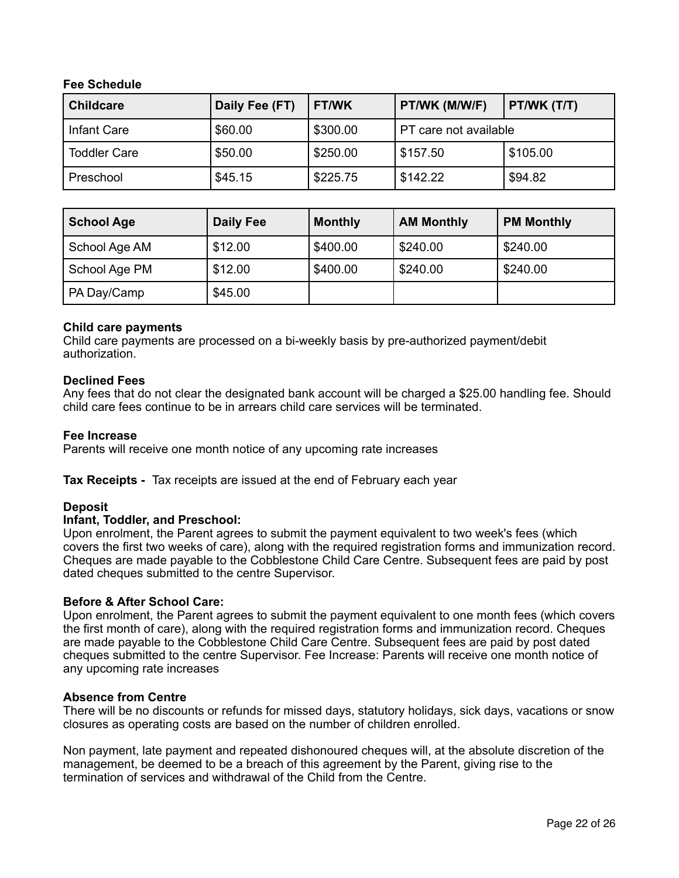**Fee Schedule**

| Childcare | Daily Fee (FT) | FT/WK | PT/WK (M/W/F) | PT/WK (T/T) |
|---|---|---|---|---|
| Infant Care | $60.00 | $300.00 | PT care not available | |
| Toddler Care | $50.00 | $250.00 | $157.50 | $105.00 |
| Preschool | $45.15 | $225.75 | $142.22 | $94.82 |

| School Age | Daily Fee | Monthly | AM Monthly | PM Monthly |
|---|---|---|---|---|
| School Age AM | $12.00 | $400.00 | $240.00 | $240.00 |
| School Age PM | $12.00 | $400.00 | $240.00 | $240.00 |
| PA Day/Camp | $45.00 | | | |

**Child care payments**
Child care payments are processed on a bi-weekly basis by pre-authorized payment/debit authorization.

**Declined Fees**
Any fees that do not clear the designated bank account will be charged a $25.00 handling fee. Should child care fees continue to be in arrears child care services will be terminated.

**Fee Increase**
Parents will receive one month notice of any upcoming rate increases

**Tax Receipts -** Tax receipts are issued at the end of February each year

**Deposit**
**Infant, Toddler, and Preschool:**
Upon enrolment, the Parent agrees to submit the payment equivalent to two week's fees (which covers the first two weeks of care), along with the required registration forms and immunization record. Cheques are made payable to the Cobblestone Child Care Centre. Subsequent fees are paid by post dated cheques submitted to the centre Supervisor.

**Before & After School Care:**
Upon enrolment, the Parent agrees to submit the payment equivalent to one month fees (which covers the first month of care), along with the required registration forms and immunization record. Cheques are made payable to the Cobblestone Child Care Centre. Subsequent fees are paid by post dated cheques submitted to the centre Supervisor. Fee Increase: Parents will receive one month notice of any upcoming rate increases

**Absence from Centre**
There will be no discounts or refunds for missed days, statutory holidays, sick days, vacations or snow closures as operating costs are based on the number of children enrolled.

Non payment, late payment and repeated dishonoured cheques will, at the absolute discretion of the management, be deemed to be a breach of this agreement by the Parent, giving rise to the termination of services and withdrawal of the Child from the Centre.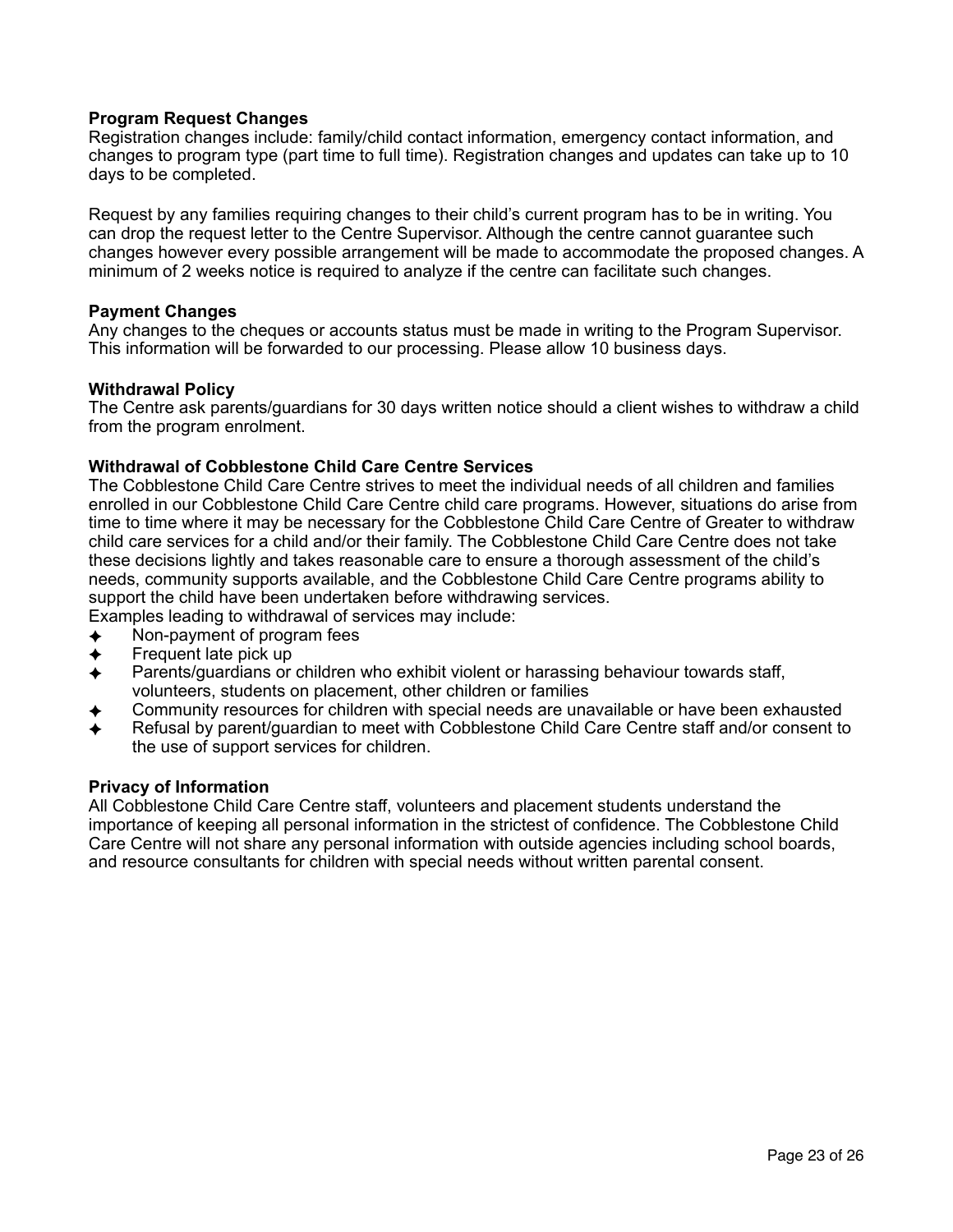**Program Request Changes**

Registration changes include: family/child contact information, emergency contact information, and changes to program type (part time to full time). Registration changes and updates can take up to 10 days to be completed.

Request by any families requiring changes to their child's current program has to be in writing. You can drop the request letter to the Centre Supervisor. Although the centre cannot guarantee such changes however every possible arrangement will be made to accommodate the proposed changes. A minimum of 2 weeks notice is required to analyze if the centre can facilitate such changes.

**Payment Changes**

Any changes to the cheques or accounts status must be made in writing to the Program Supervisor. This information will be forwarded to our processing. Please allow 10 business days.

**Withdrawal Policy**

The Centre ask parents/guardians for 30 days written notice should a client wishes to withdraw a child from the program enrolment.

**Withdrawal of Cobblestone Child Care Centre Services**

The Cobblestone Child Care Centre strives to meet the individual needs of all children and families enrolled in our Cobblestone Child Care Centre child care programs. However, situations do arise from time to time where it may be necessary for the Cobblestone Child Care Centre of Greater to withdraw child care services for a child and/or their family. The Cobblestone Child Care Centre does not take these decisions lightly and takes reasonable care to ensure a thorough assessment of the child's needs, community supports available, and the Cobblestone Child Care Centre programs ability to support the child have been undertaken before withdrawing services.
Examples leading to withdrawal of services may include:

- Non-payment of program fees
- Frequent late pick up
- Parents/guardians or children who exhibit violent or harassing behaviour towards staff, volunteers, students on placement, other children or families
- Community resources for children with special needs are unavailable or have been exhausted
- Refusal by parent/guardian to meet with Cobblestone Child Care Centre staff and/or consent to the use of support services for children.

**Privacy of Information**

All Cobblestone Child Care Centre staff, volunteers and placement students understand the importance of keeping all personal information in the strictest of confidence. The Cobblestone Child Care Centre will not share any personal information with outside agencies including school boards, and resource consultants for children with special needs without written parental consent.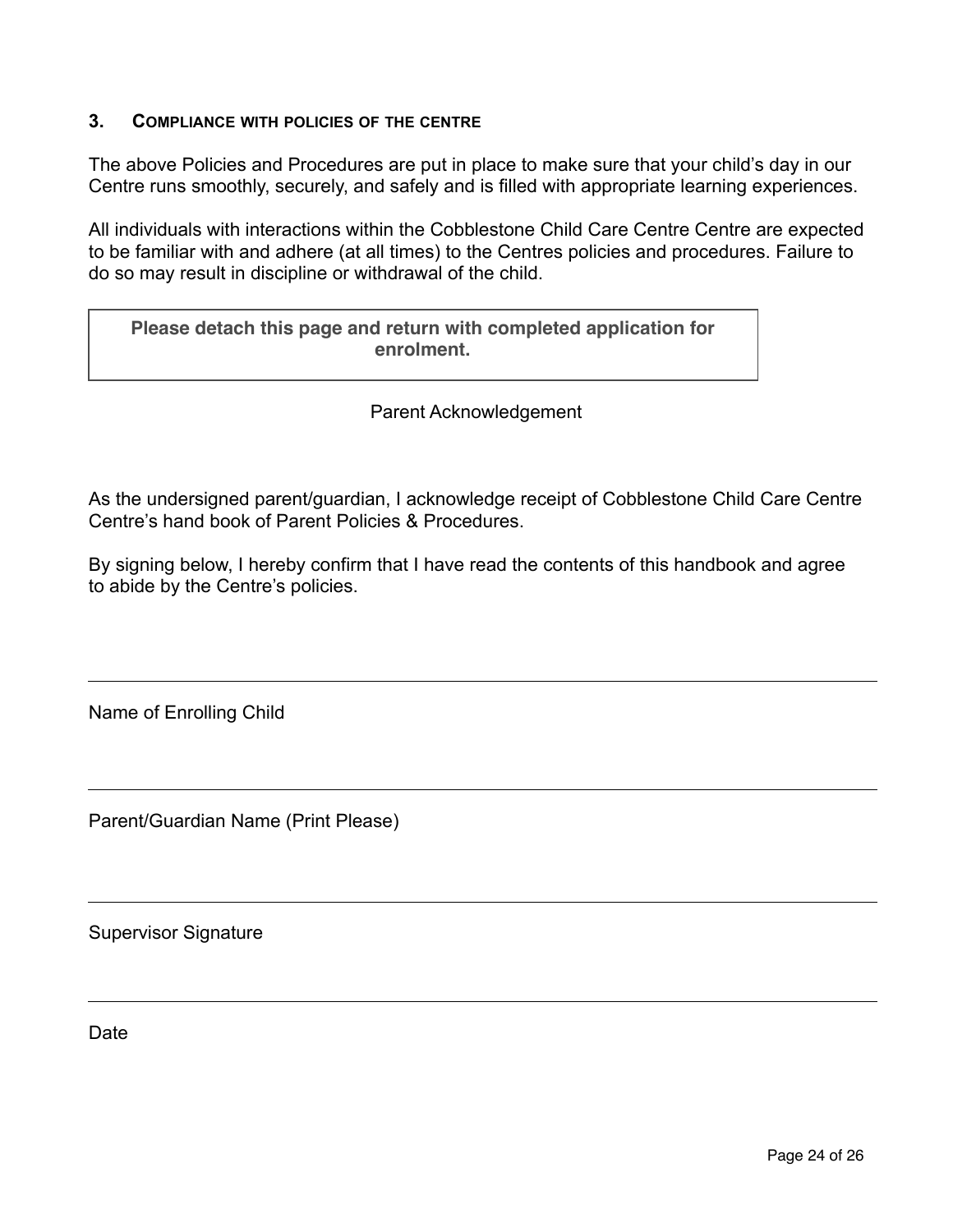### 3. Compliance with policies of the centre

The above Policies and Procedures are put in place to make sure that your child's day in our Centre runs smoothly, securely, and safely and is filled with appropriate learning experiences.

All individuals with interactions within the Cobblestone Child Care Centre Centre are expected to be familiar with and adhere (at all times) to the Centres policies and procedures. Failure to do so may result in discipline or withdrawal of the child.

**Please detach this page and return with completed application for enrolment.**

Parent Acknowledgement

As the undersigned parent/guardian, I acknowledge receipt of Cobblestone Child Care Centre Centre's hand book of Parent Policies & Procedures.

By signing below, I hereby confirm that I have read the contents of this handbook and agree to abide by the Centre's policies.

---

Name of Enrolling Child

---

Parent/Guardian Name (Print Please)

---

Supervisor Signature

---

Date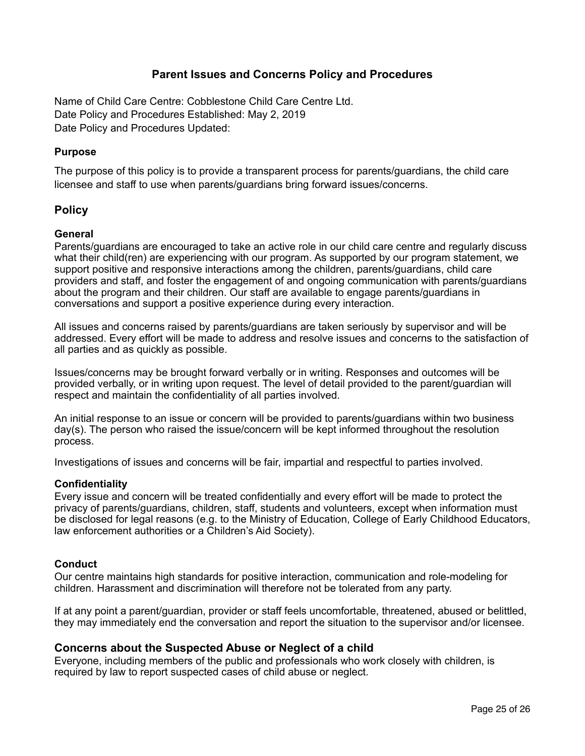# Parent Issues and Concerns Policy and Procedures

Name of Child Care Centre: Cobblestone Child Care Centre Ltd.
Date Policy and Procedures Established: May 2, 2019
Date Policy and Procedures Updated:

### Purpose

The purpose of this policy is to provide a transparent process for parents/guardians, the child care licensee and staff to use when parents/guardians bring forward issues/concerns.

## Policy

### General

Parents/guardians are encouraged to take an active role in our child care centre and regularly discuss what their child(ren) are experiencing with our program. As supported by our program statement, we support positive and responsive interactions among the children, parents/guardians, child care providers and staff, and foster the engagement of and ongoing communication with parents/guardians about the program and their children. Our staff are available to engage parents/guardians in conversations and support a positive experience during every interaction.

All issues and concerns raised by parents/guardians are taken seriously by supervisor and will be addressed. Every effort will be made to address and resolve issues and concerns to the satisfaction of all parties and as quickly as possible.

Issues/concerns may be brought forward verbally or in writing. Responses and outcomes will be provided verbally, or in writing upon request. The level of detail provided to the parent/guardian will respect and maintain the confidentiality of all parties involved.

An initial response to an issue or concern will be provided to parents/guardians within two business day(s). The person who raised the issue/concern will be kept informed throughout the resolution process.

Investigations of issues and concerns will be fair, impartial and respectful to parties involved.

### Confidentiality

Every issue and concern will be treated confidentially and every effort will be made to protect the privacy of parents/guardians, children, staff, students and volunteers, except when information must be disclosed for legal reasons (e.g. to the Ministry of Education, College of Early Childhood Educators, law enforcement authorities or a Children's Aid Society).

### Conduct

Our centre maintains high standards for positive interaction, communication and role-modeling for children. Harassment and discrimination will therefore not be tolerated from any party.

If at any point a parent/guardian, provider or staff feels uncomfortable, threatened, abused or belittled, they may immediately end the conversation and report the situation to the supervisor and/or licensee.

## Concerns about the Suspected Abuse or Neglect of a child

Everyone, including members of the public and professionals who work closely with children, is required by law to report suspected cases of child abuse or neglect.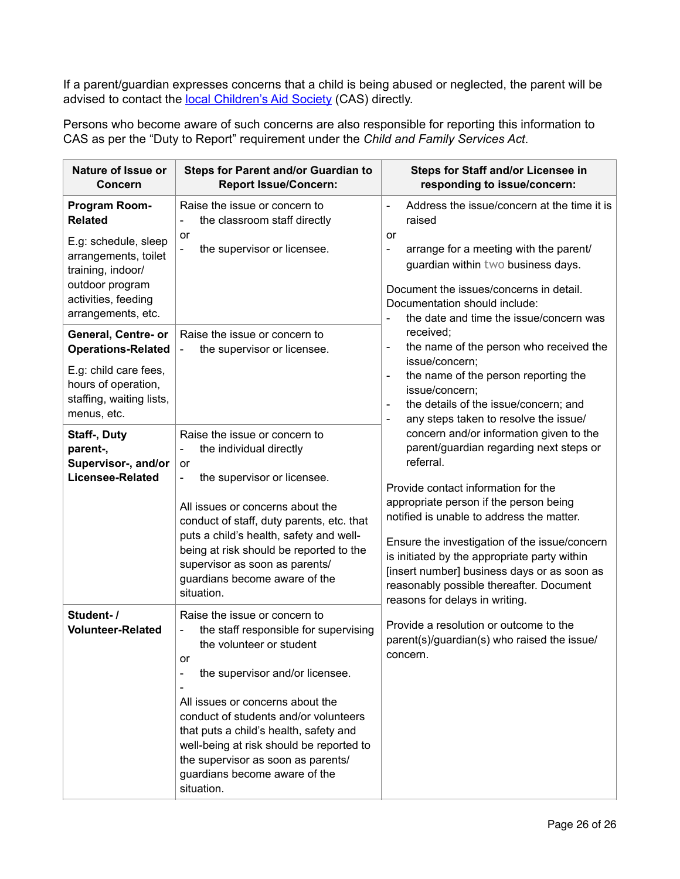If a parent/guardian expresses concerns that a child is being abused or neglected, the parent will be advised to contact the [local Children's Aid Society](#) (CAS) directly.

Persons who become aware of such concerns are also responsible for reporting this information to CAS as per the "Duty to Report" requirement under the *Child and Family Services Act*.

| Nature of Issue or Concern | Steps for Parent and/or Guardian to Report Issue/Concern: | Steps for Staff and/or Licensee in responding to issue/concern: |
|---|---|---|
| **Program Room-Related**<br><br>E.g: schedule, sleep arrangements, toilet training, indoor/ outdoor program activities, feeding arrangements, etc. | Raise the issue or concern to<br>- the classroom staff directly<br>or<br>- the supervisor or licensee. | - Address the issue/concern at the time it is raised<br>or<br>- arrange for a meeting with the parent/ guardian within two business days.<br><br>Document the issues/concerns in detail. Documentation should include:<br>- the date and time the issue/concern was received;<br>- the name of the person who received the issue/concern;<br>- the name of the person reporting the issue/concern;<br>- the details of the issue/concern; and<br>- any steps taken to resolve the issue/ concern and/or information given to the parent/guardian regarding next steps or referral.<br><br>Provide contact information for the appropriate person if the person being notified is unable to address the matter.<br><br>Ensure the investigation of the issue/concern is initiated by the appropriate party within [insert number] business days or as soon as reasonably possible thereafter. Document reasons for delays in writing.<br><br>Provide a resolution or outcome to the parent(s)/guardian(s) who raised the issue/ concern. |
| **General, Centre- or Operations-Related**<br><br>E.g: child care fees, hours of operation, staffing, waiting lists, menus, etc. | Raise the issue or concern to<br>- the supervisor or licensee. | |
| **Staff-, Duty parent-, Supervisor-, and/or Licensee-Related** | Raise the issue or concern to<br>- the individual directly<br>or<br>- the supervisor or licensee.<br><br>All issues or concerns about the conduct of staff, duty parents, etc. that puts a child's health, safety and well-being at risk should be reported to the supervisor as soon as parents/ guardians become aware of the situation. | |
| **Student- / Volunteer-Related** | Raise the issue or concern to<br>- the staff responsible for supervising the volunteer or student<br>or<br>- the supervisor and/or licensee.<br>-<br>All issues or concerns about the conduct of students and/or volunteers that puts a child's health, safety and well-being at risk should be reported to the supervisor as soon as parents/ guardians become aware of the situation. | |